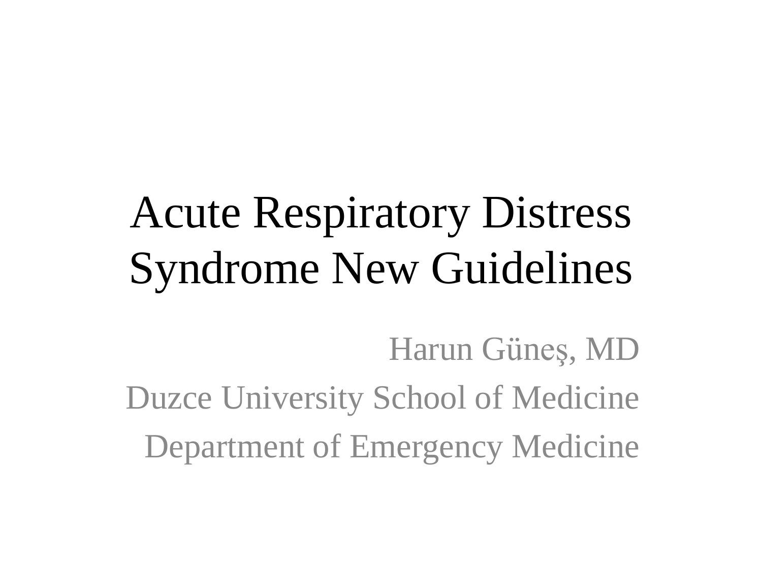# Acute Respiratory Distress Syndrome New Guidelines

Harun Güneş, MD

Duzce University School of Medicine

Department of Emergency Medicine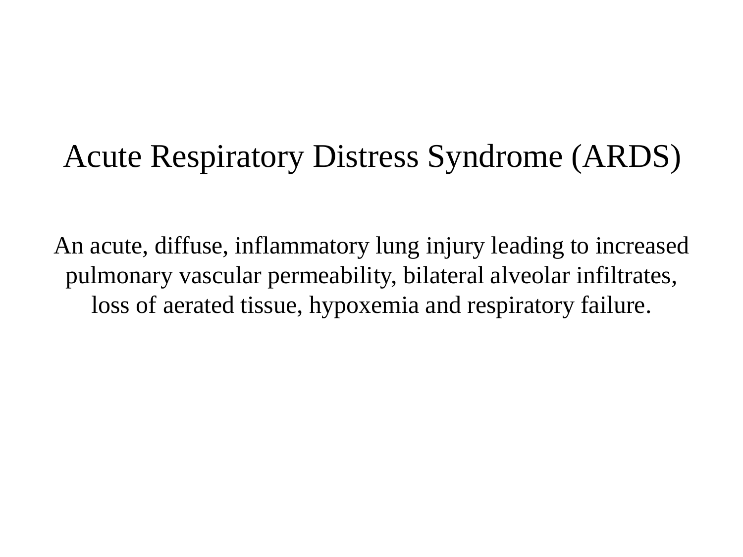# Acute Respiratory Distress Syndrome (ARDS)

An acute, diffuse, inflammatory lung injury leading to increased pulmonary vascular permeability, bilateral alveolar infiltrates, loss of aerated tissue, hypoxemia and respiratory failure.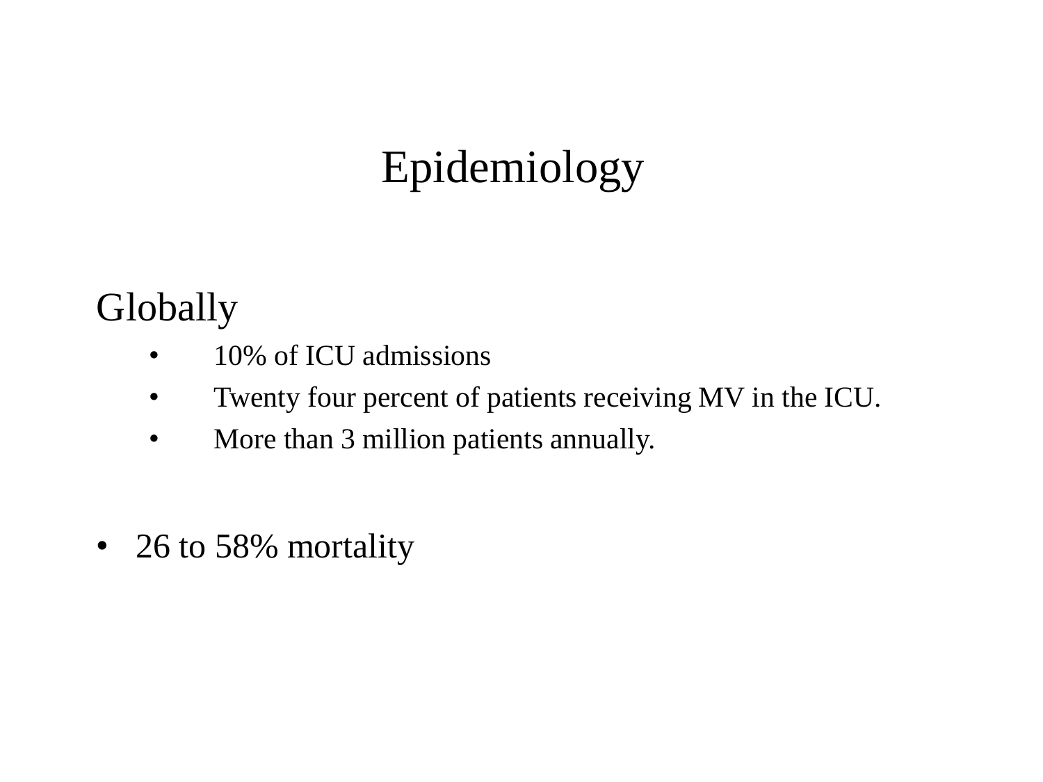# Epidemiology

Globally

- 10% of ICU admissions
- Twenty four percent of patients receiving MV in the ICU.
- More than 3 million patients annually.

- 26 to 58% mortality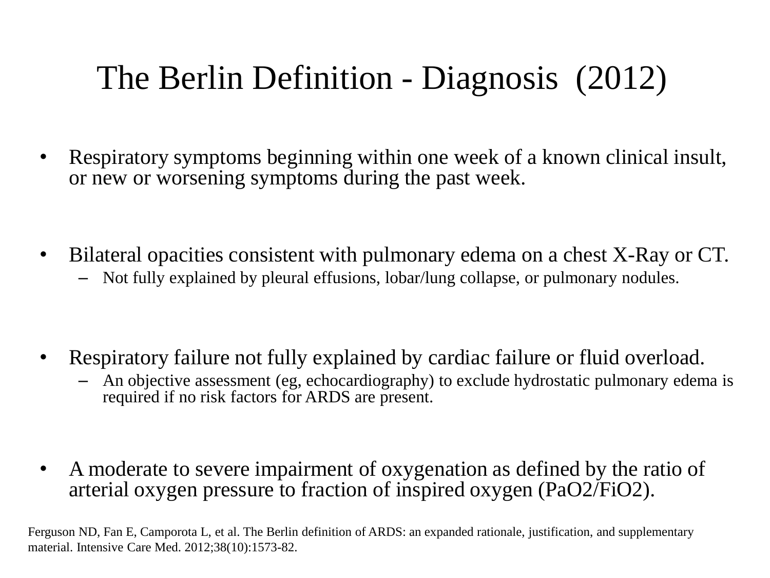# The Berlin Definition - Diagnosis (2012)

- Respiratory symptoms beginning within one week of a known clinical insult, or new or worsening symptoms during the past week.
- Bilateral opacities consistent with pulmonary edema on a chest X-Ray or CT.
  - Not fully explained by pleural effusions, lobar/lung collapse, or pulmonary nodules.
- Respiratory failure not fully explained by cardiac failure or fluid overload.
  - An objective assessment (eg, echocardiography) to exclude hydrostatic pulmonary edema is required if no risk factors for ARDS are present.
- A moderate to severe impairment of oxygenation as defined by the ratio of arterial oxygen pressure to fraction of inspired oxygen ($PaO_2/FiO_2$).

Ferguson ND, Fan E, Camporota L, et al. The Berlin definition of ARDS: an expanded rationale, justification, and supplementary material. Intensive Care Med. 2012;38(10):1573-82.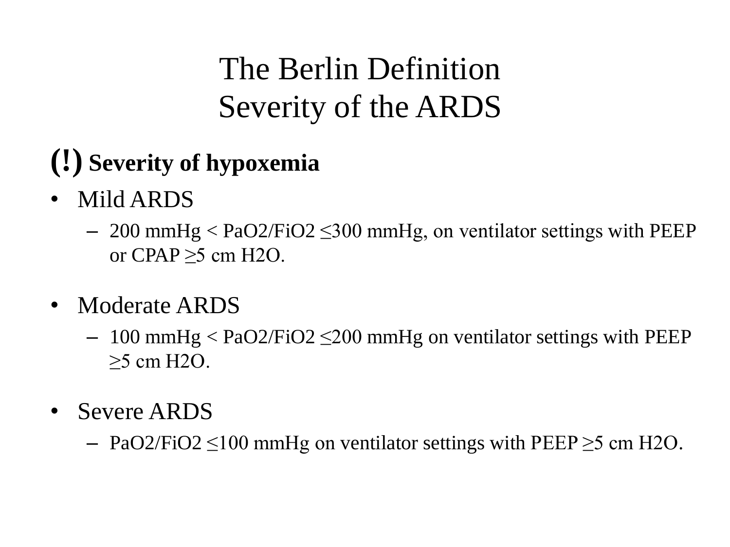# The Berlin Definition
# Severity of the ARDS

**(!) Severity of hypoxemia**

- Mild ARDS
  - 200 mmHg < $PaO_2/FiO_2$ ≤300 mmHg, on ventilator settings with PEEP or CPAP ≥5 cm $H_2O$.

- Moderate ARDS
  - 100 mmHg < $PaO_2/FiO_2$ ≤200 mmHg on ventilator settings with PEEP ≥5 cm $H_2O$.

- Severe ARDS
  - $PaO_2/FiO_2$ ≤100 mmHg on ventilator settings with PEEP ≥5 cm $H_2O$.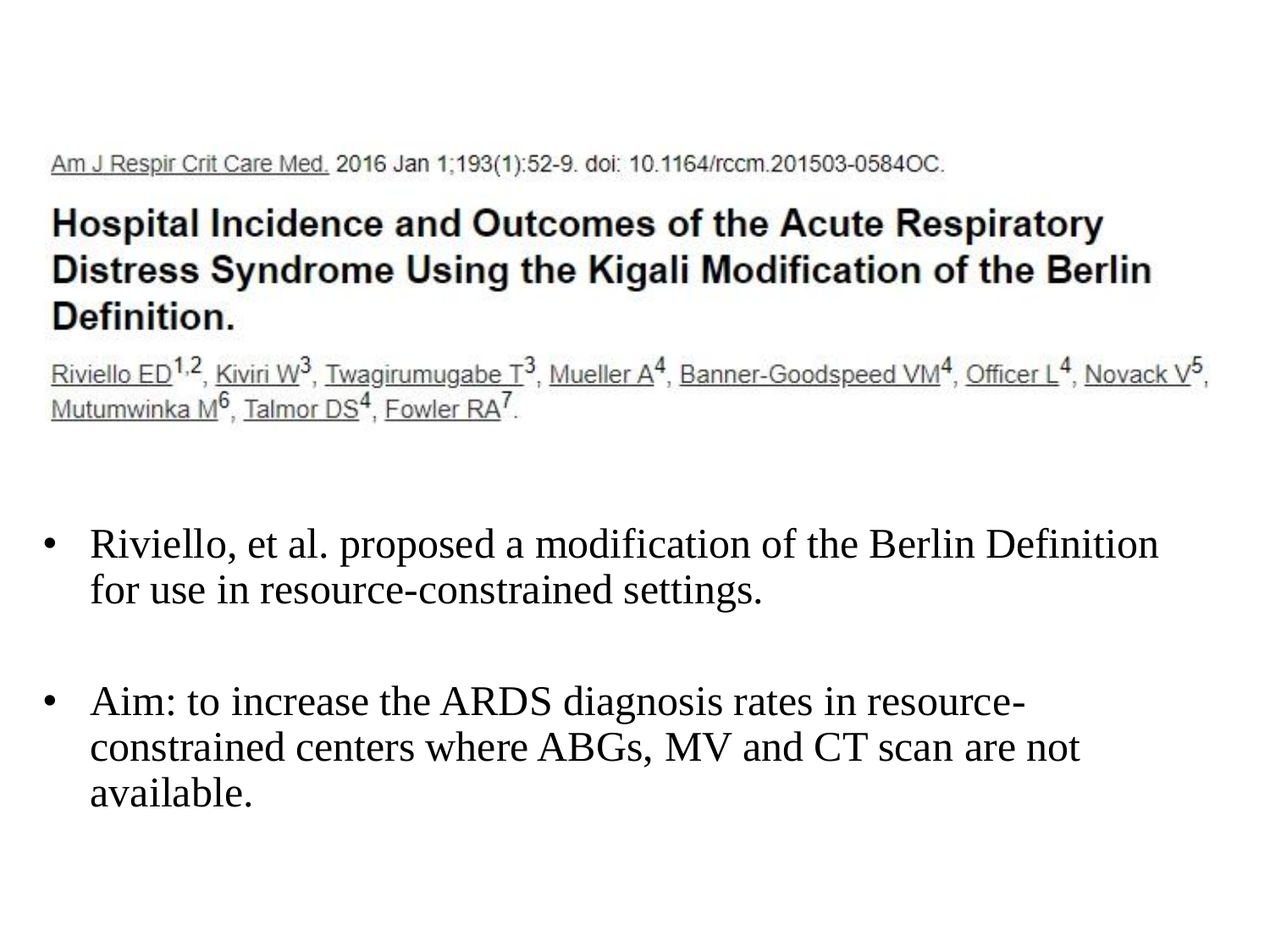Am J Respir Crit Care Med. 2016 Jan 1;193(1):52-9. doi: 10.1164/rccm.201503-0584OC.

## Hospital Incidence and Outcomes of the Acute Respiratory Distress Syndrome Using the Kigali Modification of the Berlin Definition.

Riviello ED[1,2], Kiviri W[3], Twagirumugabe T[3], Mueller A[4], Banner-Goodspeed VM[4], Officer L[4], Novack V[5], Mutumwinka M[6], Talmor DS[4], Fowler RA[7].

- Riviello, et al. proposed a modification of the Berlin Definition for use in resource-constrained settings.
- Aim: to increase the ARDS diagnosis rates in resource-constrained centers where ABGs, MV and CT scan are not available.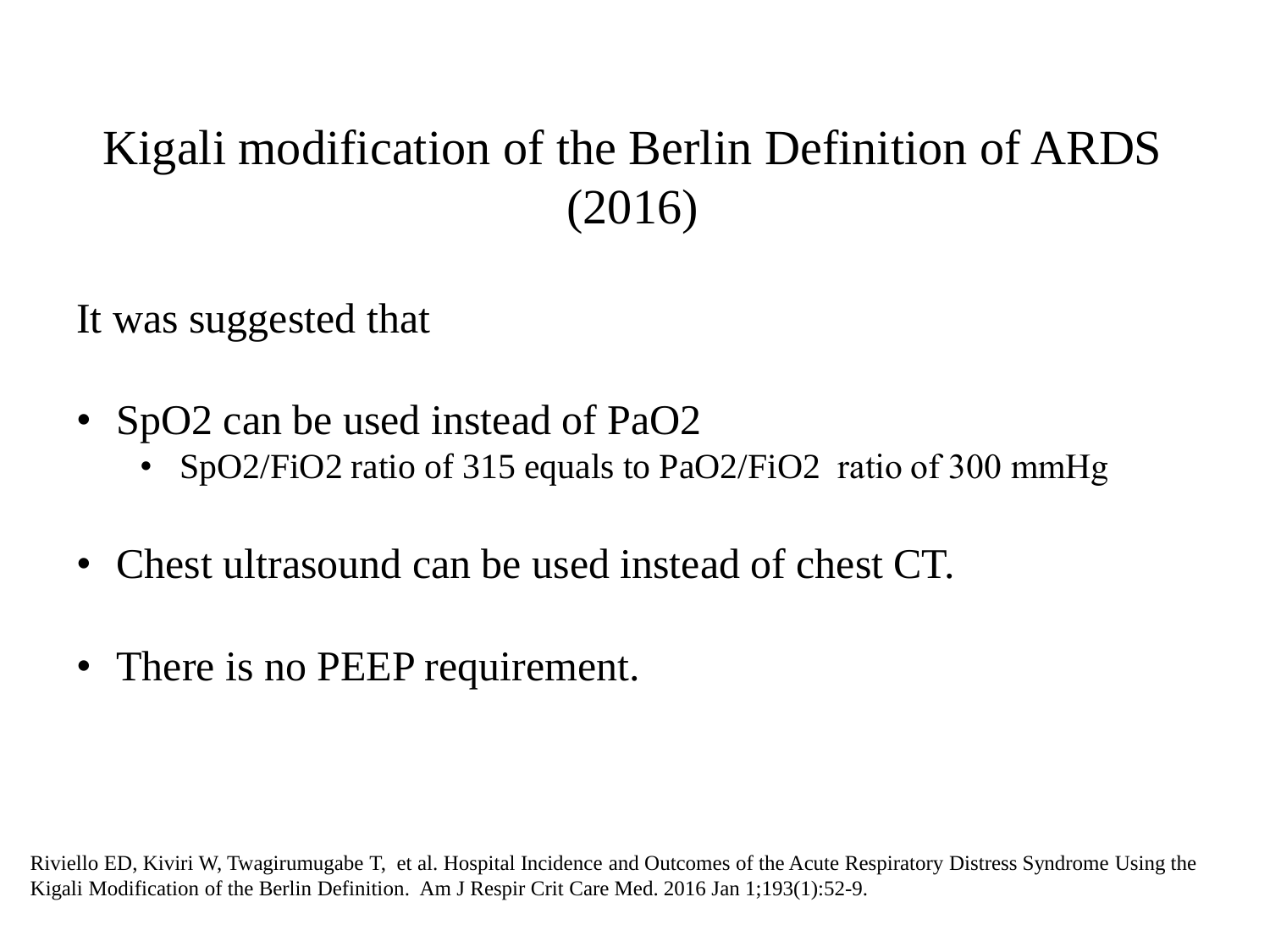# Kigali modification of the Berlin Definition of ARDS (2016)

It was suggested that

- $SpO_2$ can be used instead of $PaO_2$
  - $SpO_2/FiO_2$ ratio of 315 equals to $PaO_2/FiO_2$ ratio of 300 mmHg
- Chest ultrasound can be used instead of chest CT.
- There is no PEEP requirement.

Riviello ED, Kiviri W, Twagirumugabe T, et al. Hospital Incidence and Outcomes of the Acute Respiratory Distress Syndrome Using the Kigali Modification of the Berlin Definition. Am J Respir Crit Care Med. 2016 Jan 1;193(1):52-9.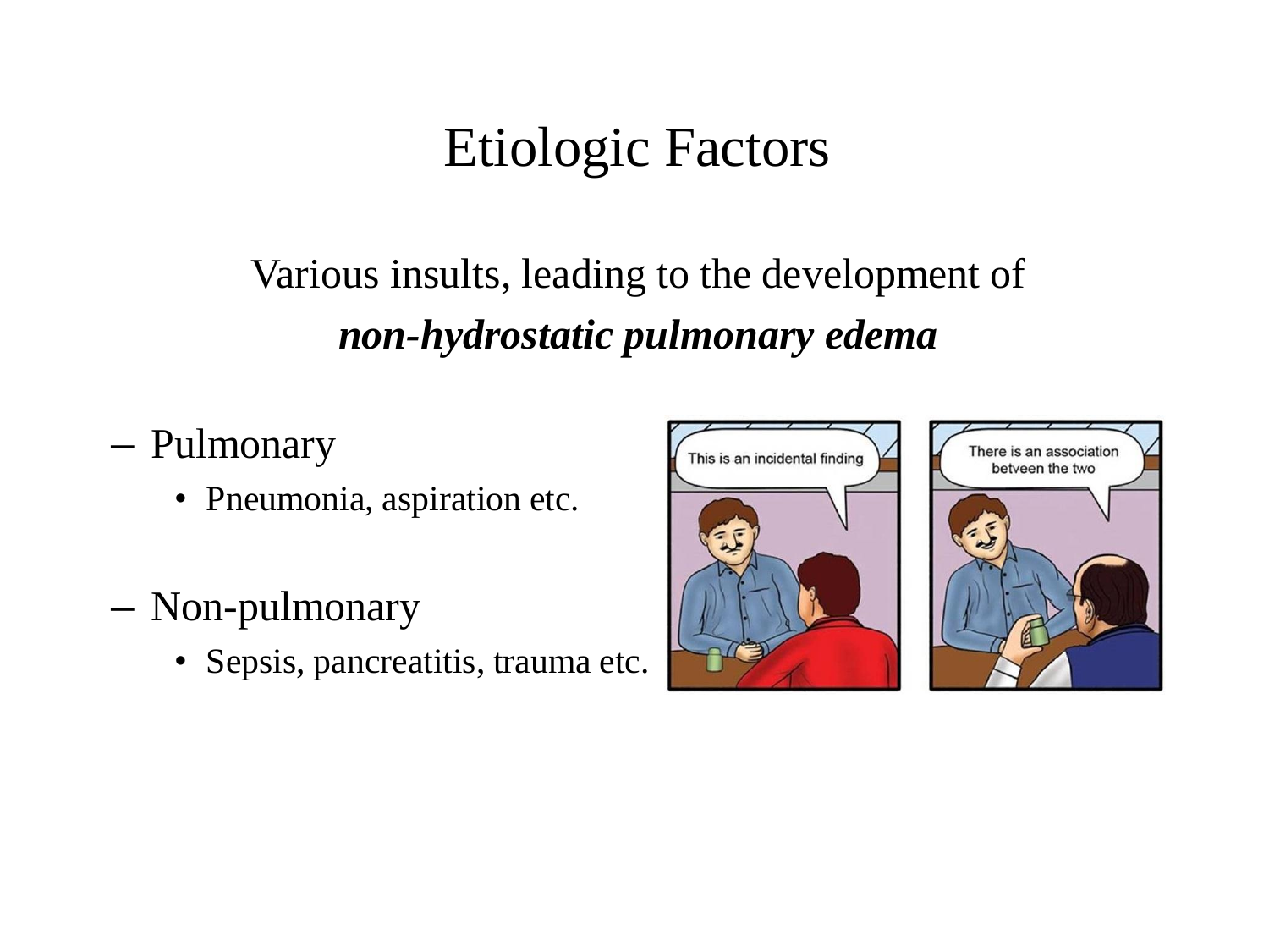# Etiologic Factors

Various insults, leading to the development of

***non-hydrostatic pulmonary edema***

- Pulmonary
  - Pneumonia, aspiration etc.
- Non-pulmonary
  - Sepsis, pancreatitis, trauma etc.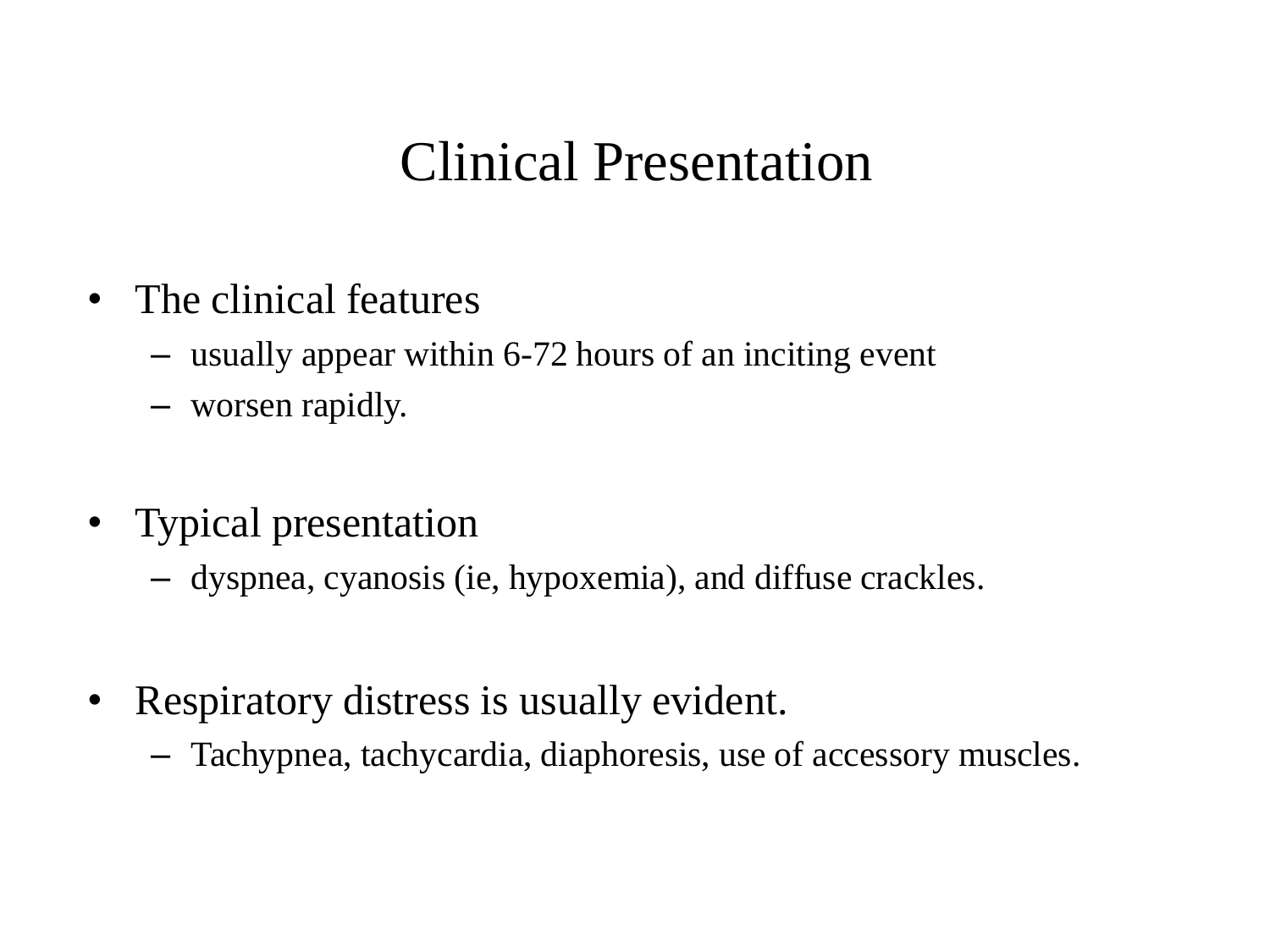# Clinical Presentation

- The clinical features
  - usually appear within 6-72 hours of an inciting event
  - worsen rapidly.
- Typical presentation
  - dyspnea, cyanosis (ie, hypoxemia), and diffuse crackles.
- Respiratory distress is usually evident.
  - Tachypnea, tachycardia, diaphoresis, use of accessory muscles.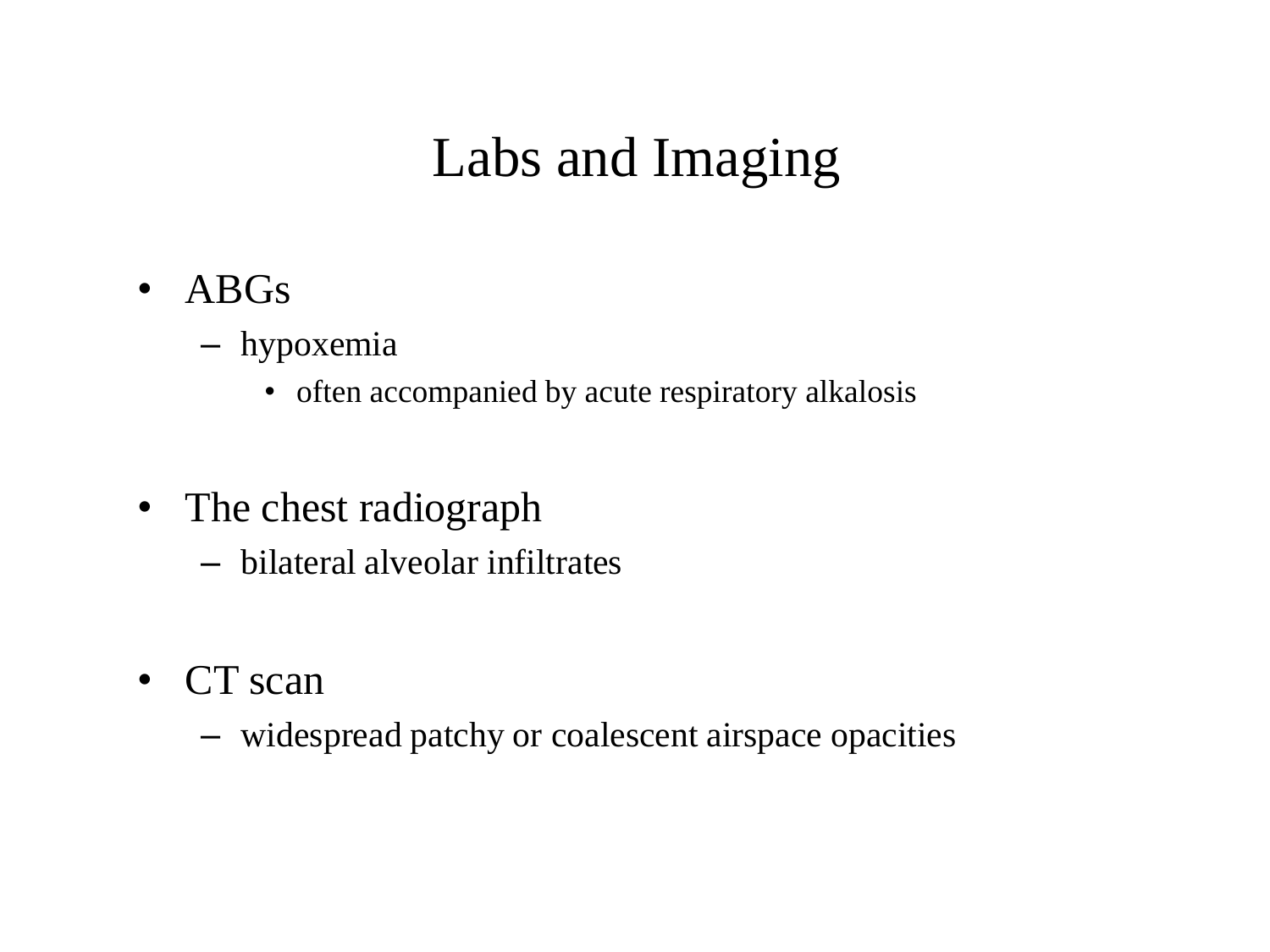# Labs and Imaging

- ABGs
  - hypoxemia
    - often accompanied by acute respiratory alkalosis

- The chest radiograph
  - bilateral alveolar infiltrates

- CT scan
  - widespread patchy or coalescent airspace opacities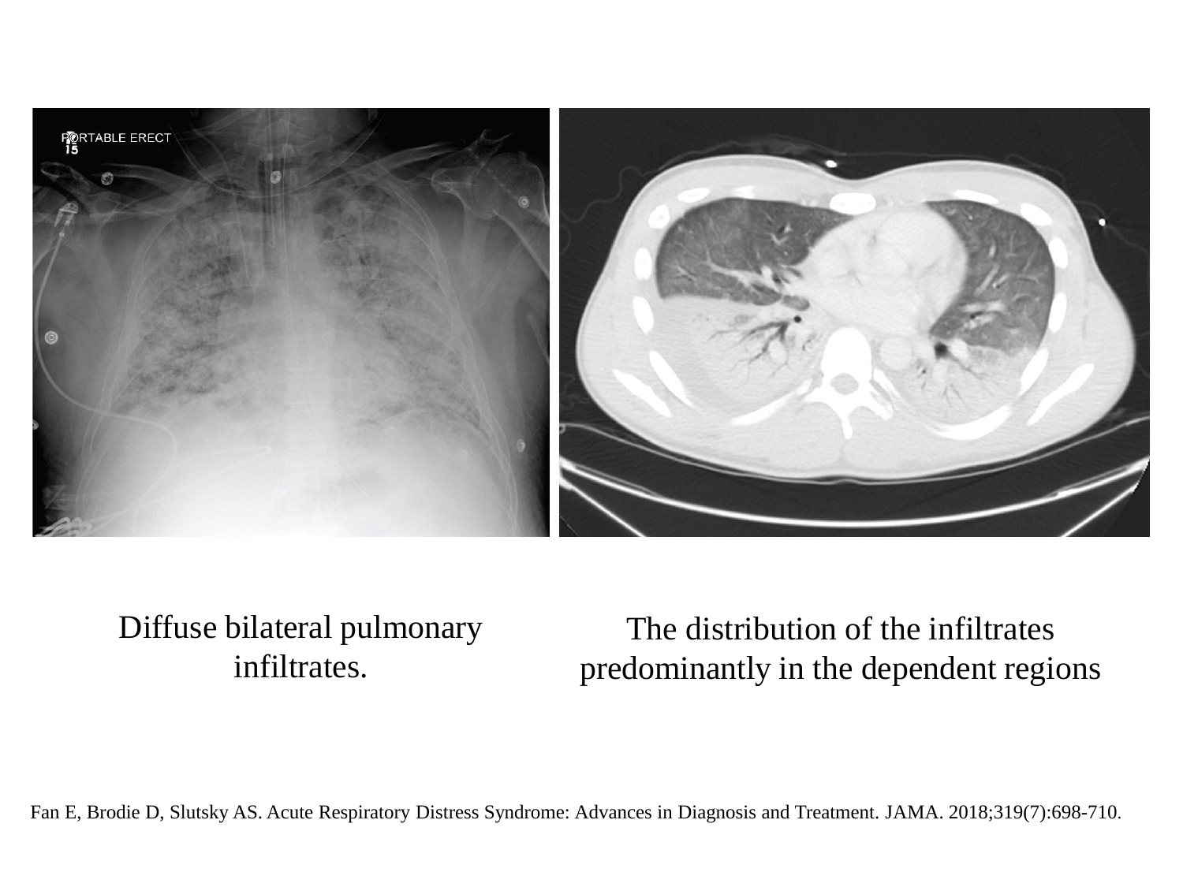Diffuse bilateral pulmonary infiltrates.

The distribution of the infiltrates predominantly in the dependent regions

Fan E, Brodie D, Slutsky AS. Acute Respiratory Distress Syndrome: Advances in Diagnosis and Treatment. JAMA. 2018;319(7):698-710.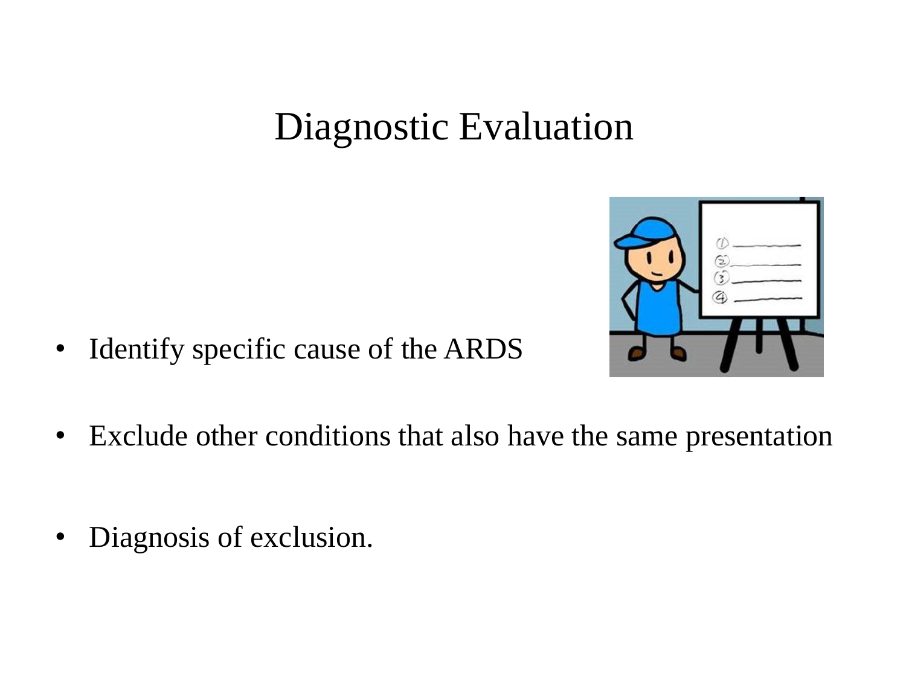# Diagnostic Evaluation

- Identify specific cause of the ARDS
- Exclude other conditions that also have the same presentation
- Diagnosis of exclusion.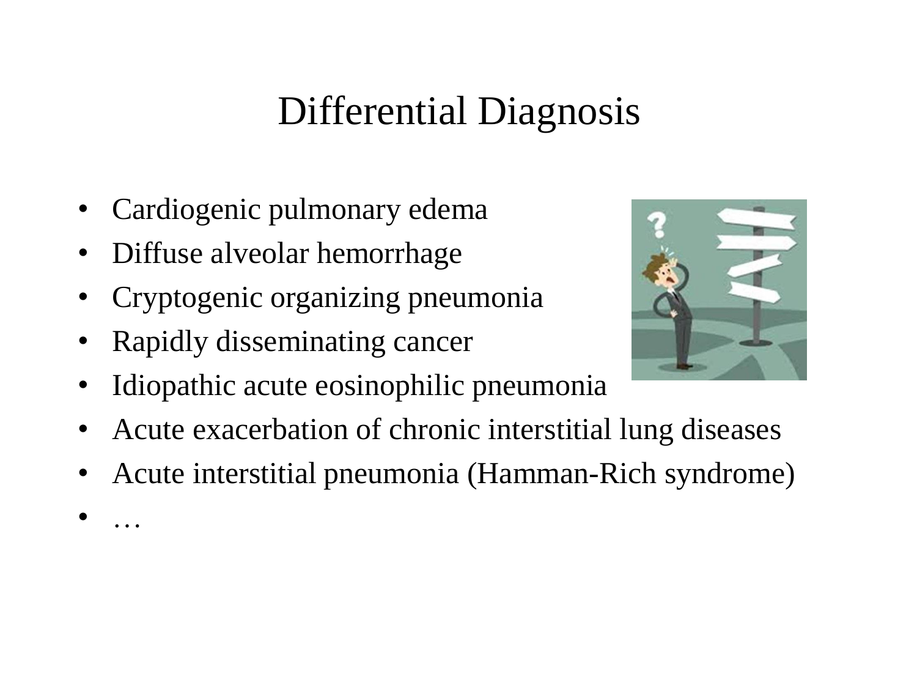# Differential Diagnosis

- Cardiogenic pulmonary edema
- Diffuse alveolar hemorrhage
- Cryptogenic organizing pneumonia
- Rapidly disseminating cancer
- Idiopathic acute eosinophilic pneumonia
- Acute exacerbation of chronic interstitial lung diseases
- Acute interstitial pneumonia (Hamman-Rich syndrome)
- …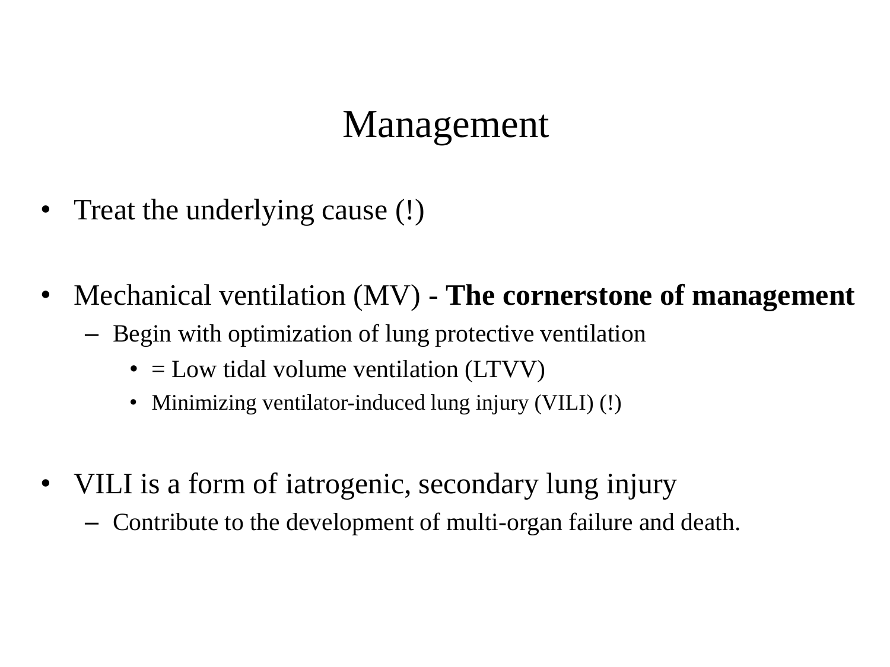# Management

- Treat the underlying cause (!)

- Mechanical ventilation (MV) - **The cornerstone of management**
  - Begin with optimization of lung protective ventilation
    - = Low tidal volume ventilation (LTVV)
    - Minimizing ventilator-induced lung injury (VILI) (!)

- VILI is a form of iatrogenic, secondary lung injury
  - Contribute to the development of multi-organ failure and death.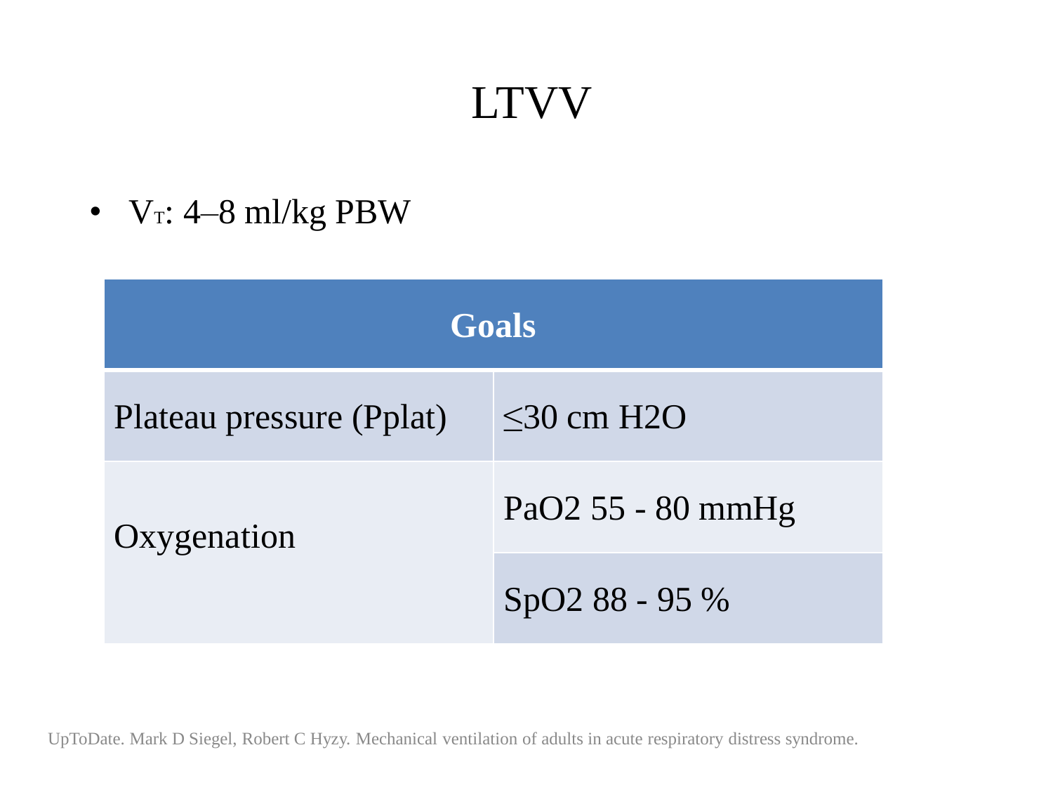# LTVV

- $V_T$: 4–8 ml/kg PBW

| Goals | |
| --- | --- |
| Plateau pressure (Pplat) | ≤30 cm $H_2O$ |
| Oxygenation | $PaO_2$ 55 - 80 mmHg |
| | $SpO_2$ 88 - 95 % |

UpToDate. Mark D Siegel, Robert C Hyzy. Mechanical ventilation of adults in acute respiratory distress syndrome.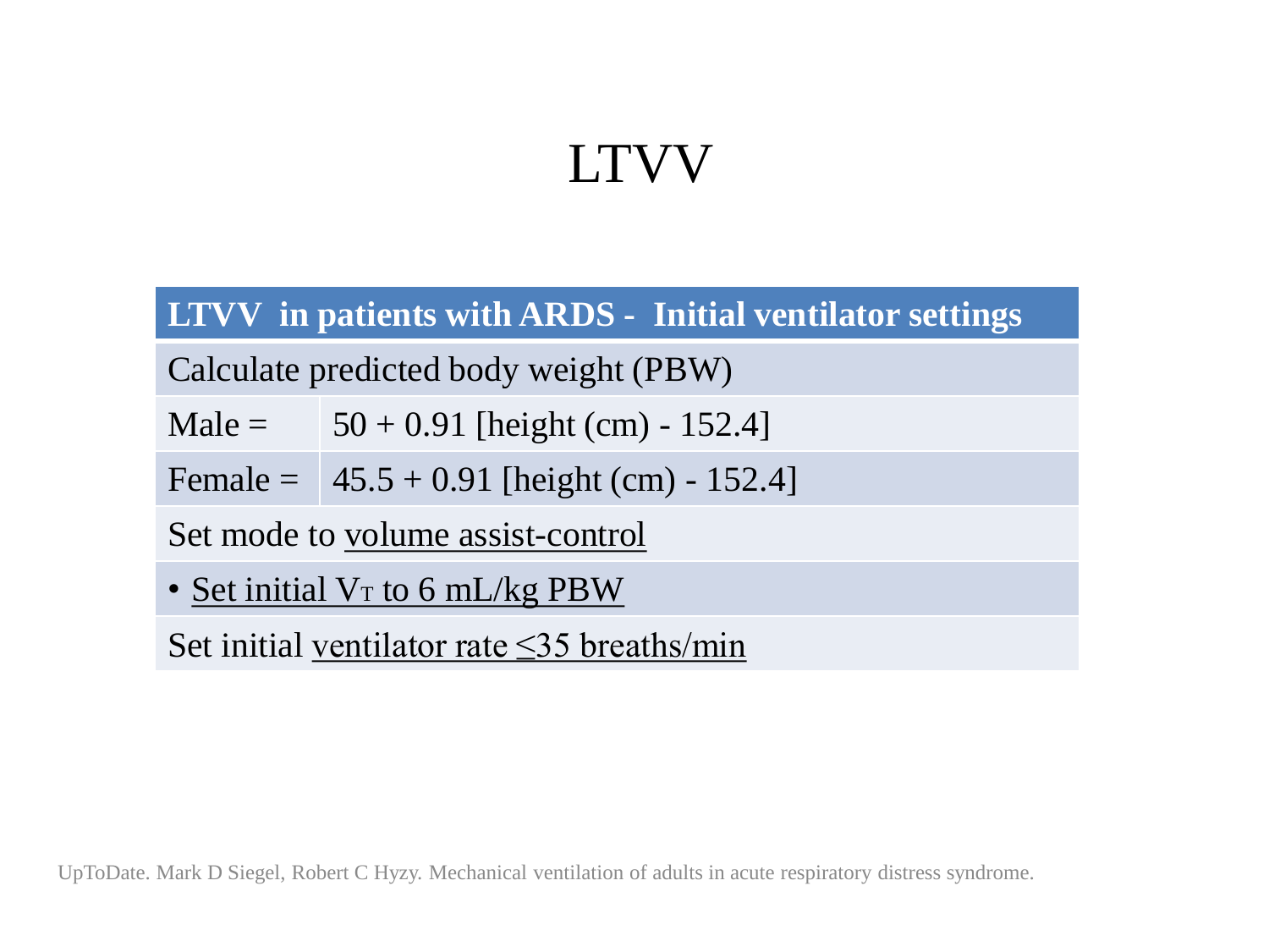# LTVV

| **LTVV in patients with ARDS - Initial ventilator settings** | |
|---|---|
| Calculate predicted body weight (PBW) | |
| Male = | 50 + 0.91 [height (cm) - 152.4] |
| Female = | 45.5 + 0.91 [height (cm) - 152.4] |
| Set mode to <u>volume assist-control</u> | |
| • <u>Set initial $V_T$ to 6 mL/kg PBW</u> | |
| Set initial <u>ventilator rate ≤35 breaths/min</u> | |

UpToDate. Mark D Siegel, Robert C Hyzy. Mechanical ventilation of adults in acute respiratory distress syndrome.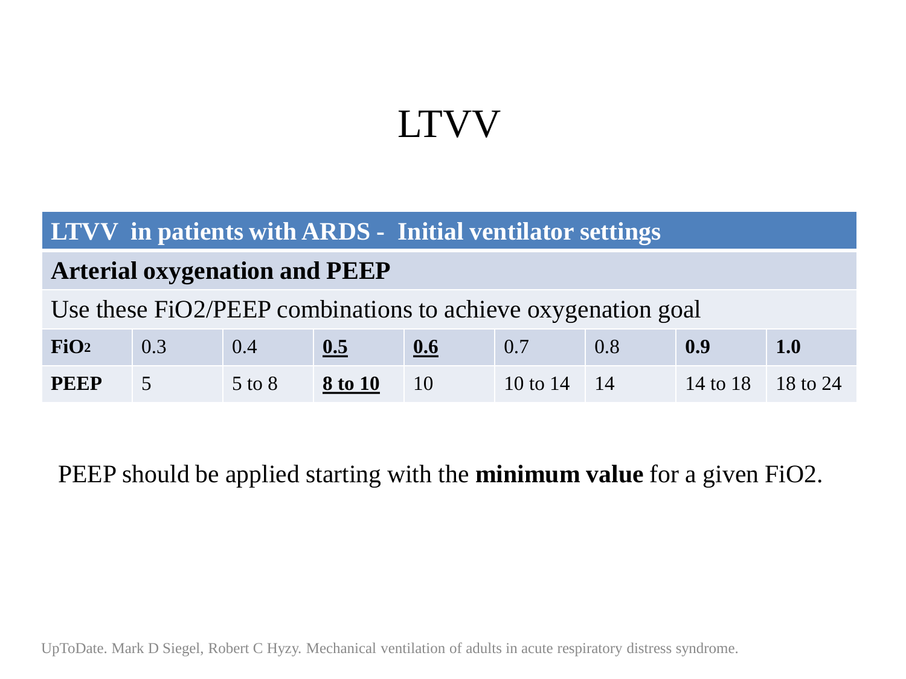# LTVV

| **LTVV in patients with ARDS - Initial ventilator settings** | | | | | | | | |
|---|---|---|---|---|---|---|---|---|
| **Arterial oxygenation and PEEP** | | | | | | | | |
| Use these FiO2/PEEP combinations to achieve oxygenation goal | | | | | | | | |
| **$FiO_2$** | 0.3 | 0.4 | **0.5** | **0.6** | 0.7 | 0.8 | **0.9** | **1.0** |
| **PEEP** | 5 | 5 to 8 | **8 to 10** | 10 | 10 to 14 | 14 | 14 to 18 | 18 to 24 |

PEEP should be applied starting with the **minimum value** for a given FiO2.

UpToDate. Mark D Siegel, Robert C Hyzy. Mechanical ventilation of adults in acute respiratory distress syndrome.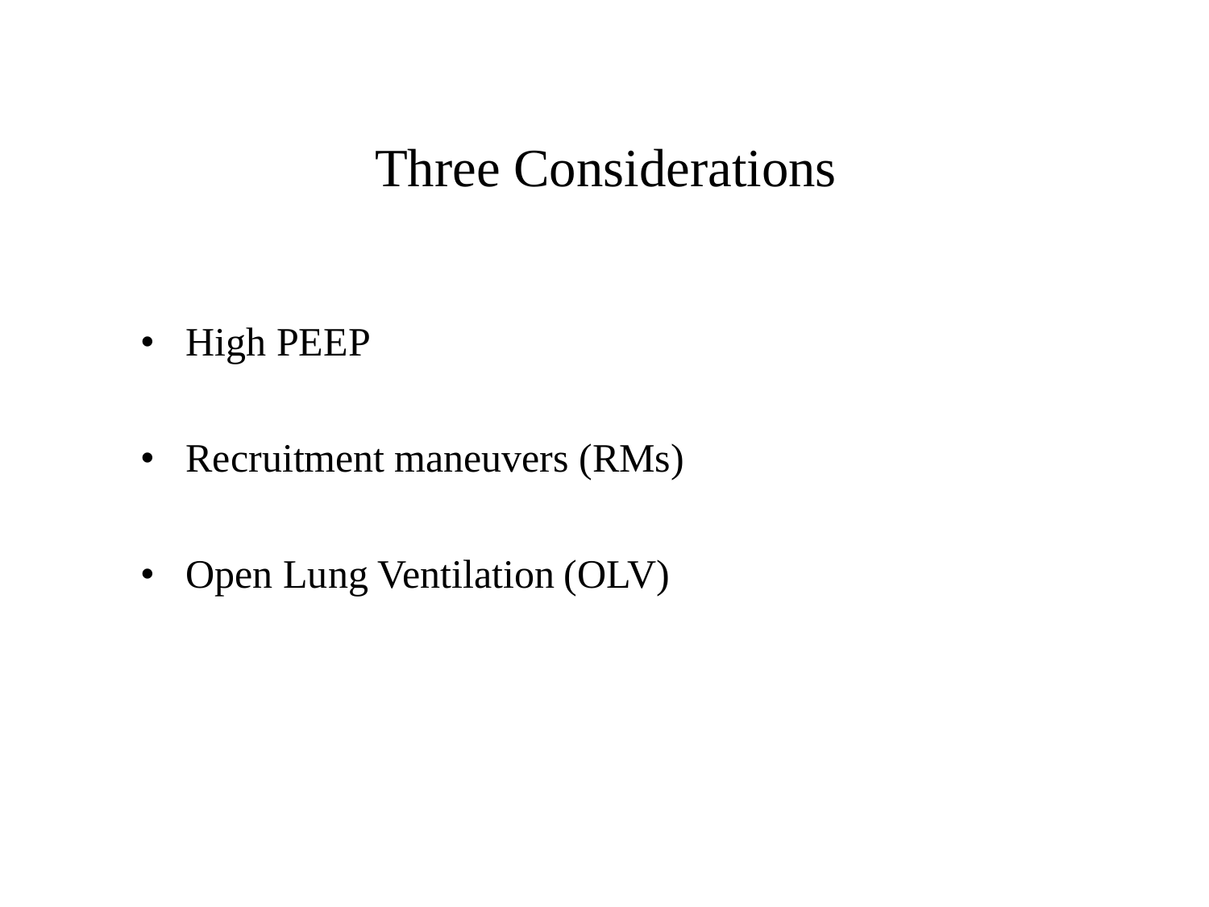# Three Considerations

- High PEEP
- Recruitment maneuvers (RMs)
- Open Lung Ventilation (OLV)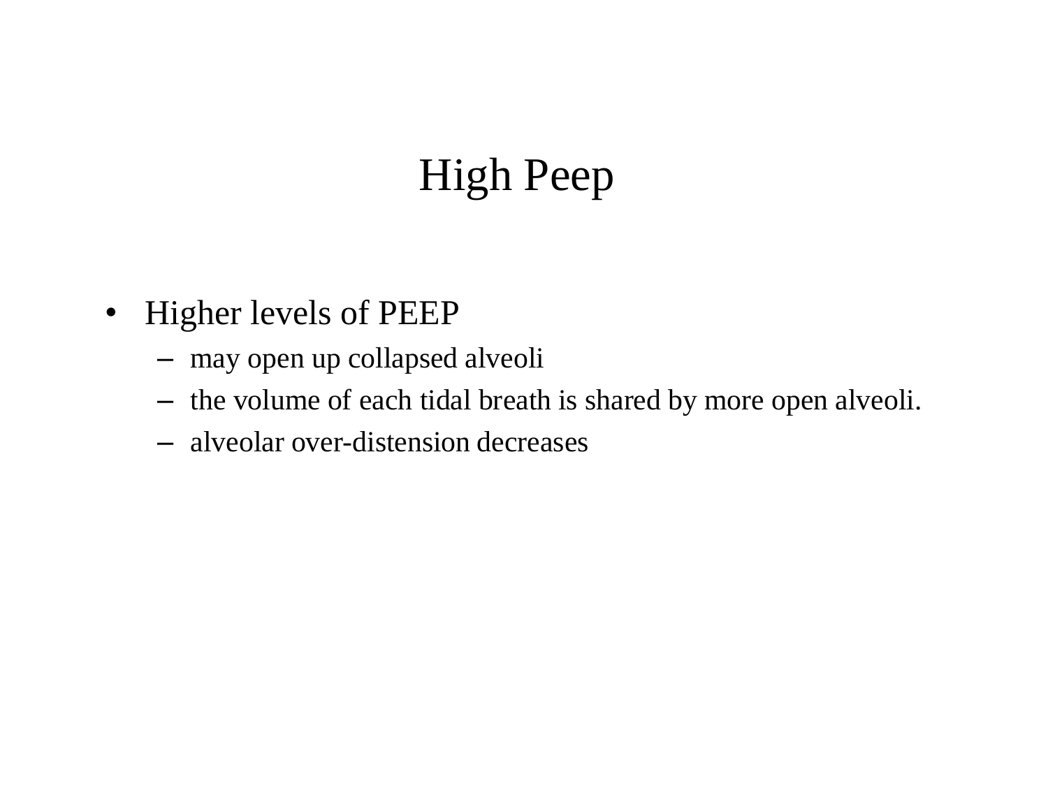# High Peep

- Higher levels of PEEP
  - may open up collapsed alveoli
  - the volume of each tidal breath is shared by more open alveoli.
  - alveolar over-distension decreases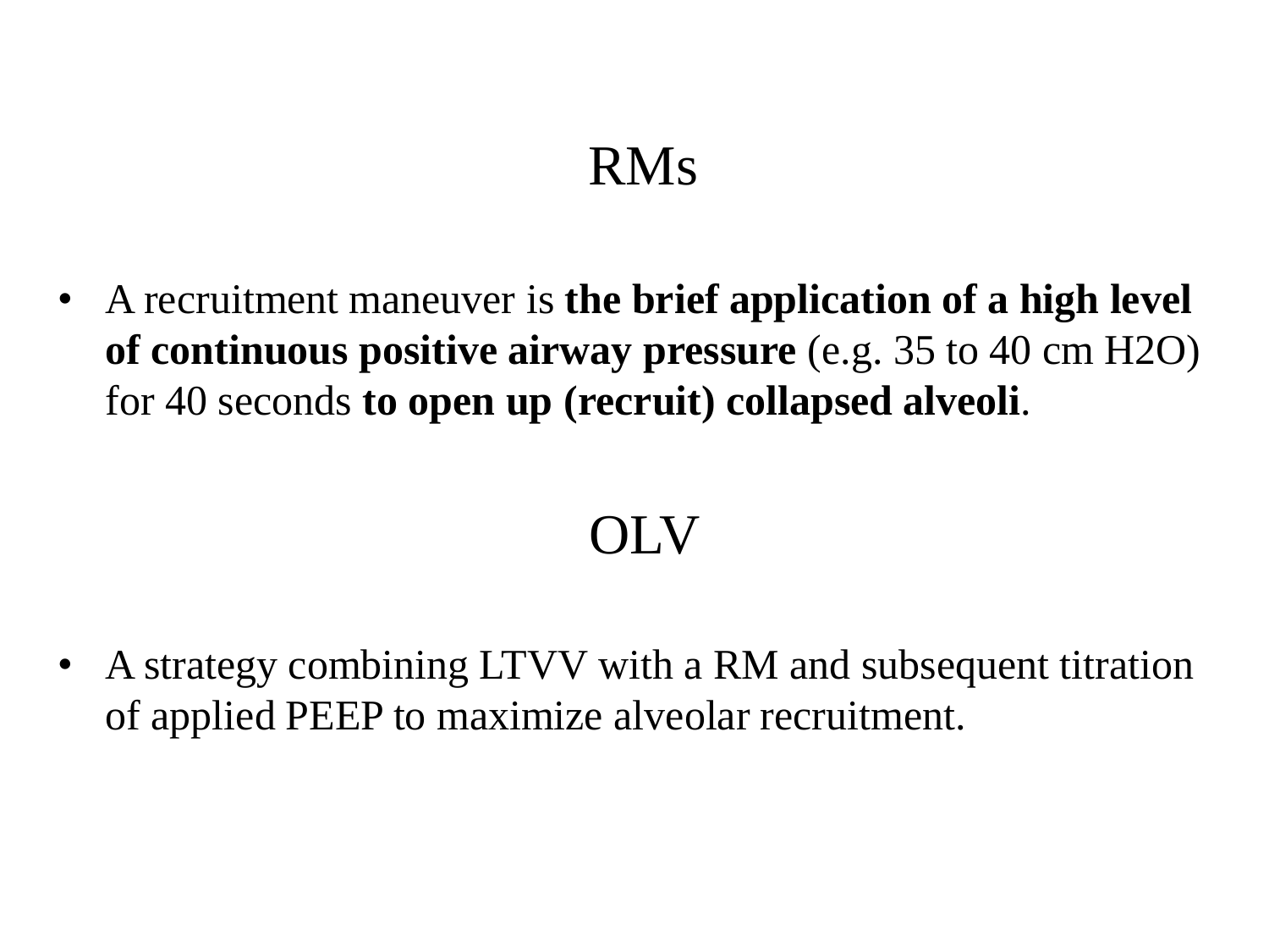# RMs

- A recruitment maneuver is **the brief application of a high level of continuous positive airway pressure** (e.g. 35 to 40 cm $H_2O$) for 40 seconds **to open up (recruit) collapsed alveoli**.

# OLV

- A strategy combining LTVV with a RM and subsequent titration of applied PEEP to maximize alveolar recruitment.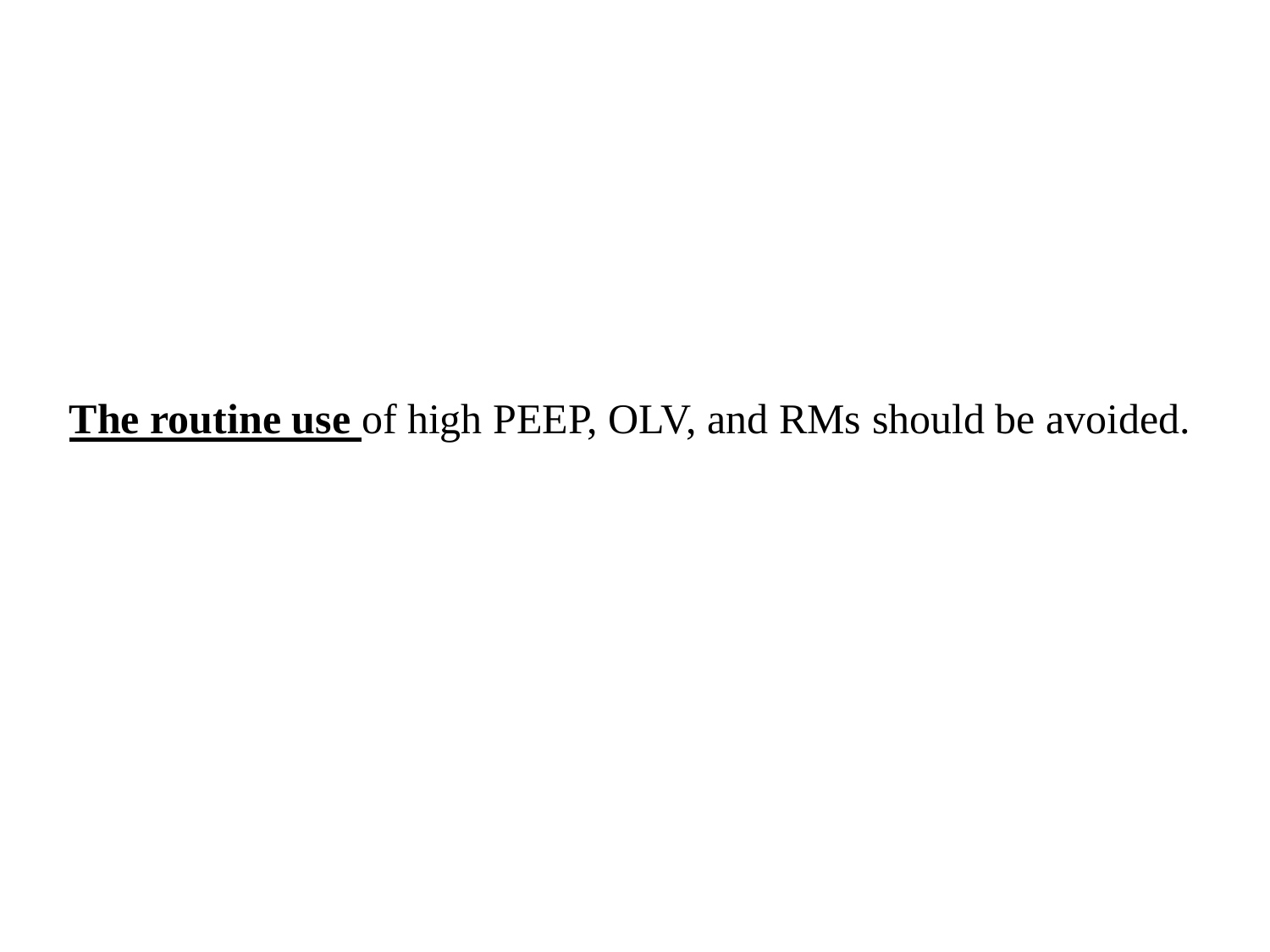<u>**The routine use**</u> of high PEEP, OLV, and RMs should be avoided.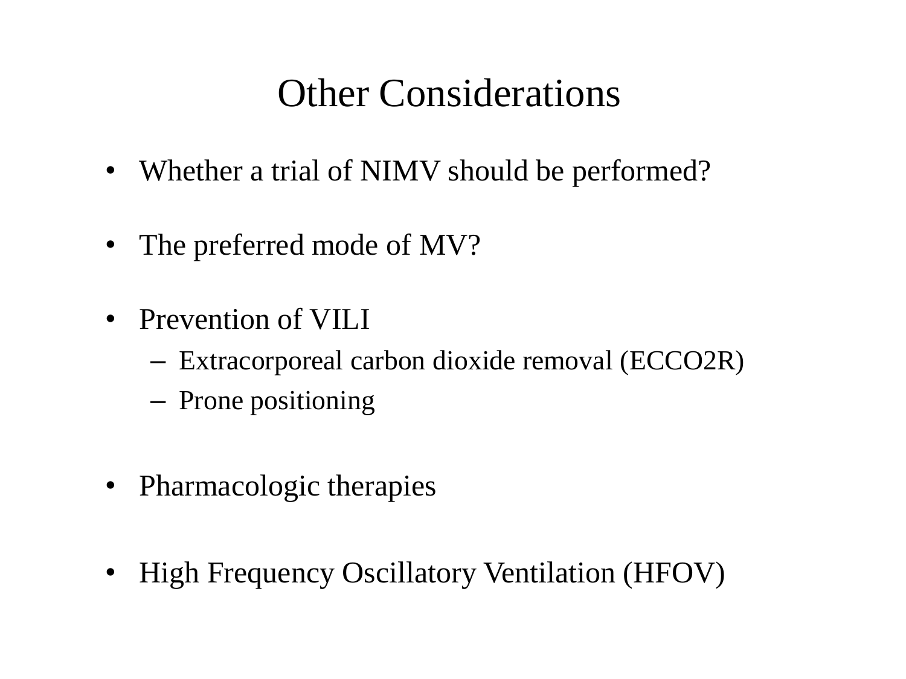# Other Considerations

- Whether a trial of NIMV should be performed?
- The preferred mode of MV?
- Prevention of VILI
  - Extracorporeal carbon dioxide removal (ECCO2R)
  - Prone positioning
- Pharmacologic therapies
- High Frequency Oscillatory Ventilation (HFOV)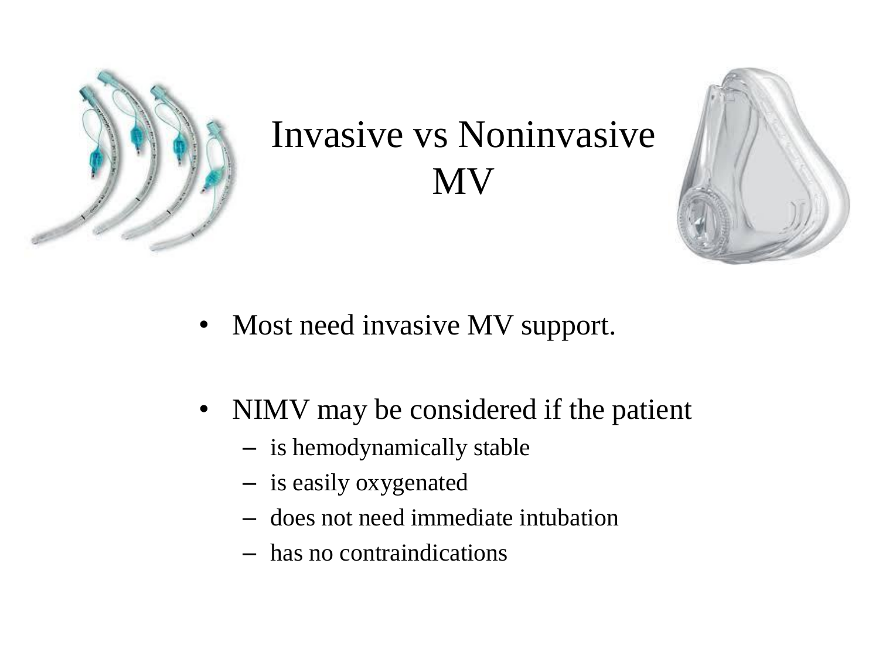# Invasive vs Noninvasive MV

- Most need invasive MV support.
- NIMV may be considered if the patient
  - is hemodynamically stable
  - is easily oxygenated
  - does not need immediate intubation
  - has no contraindications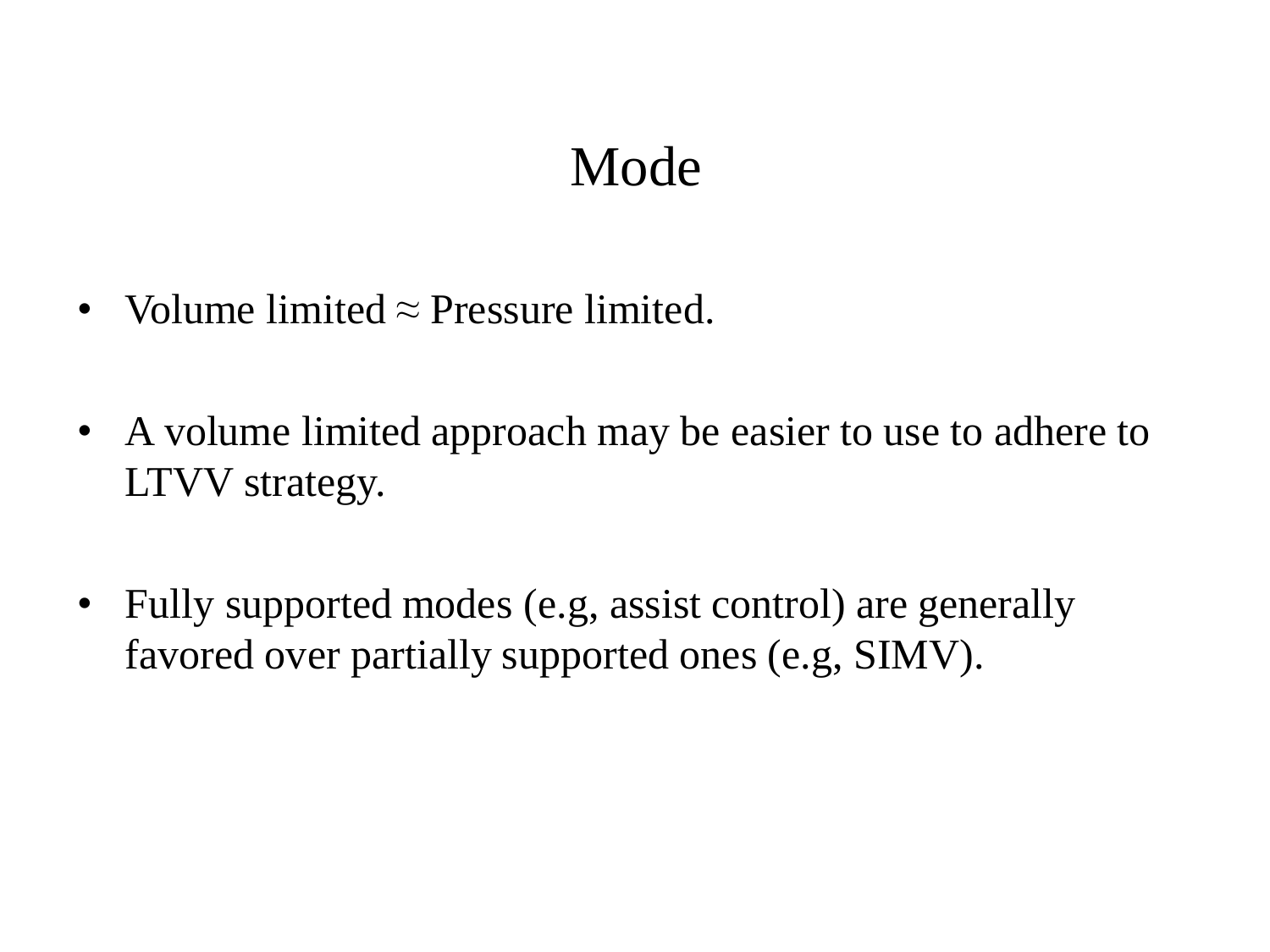# Mode

- Volume limited ≈ Pressure limited.
- A volume limited approach may be easier to use to adhere to LTVV strategy.
- Fully supported modes (e.g, assist control) are generally favored over partially supported ones (e.g, SIMV).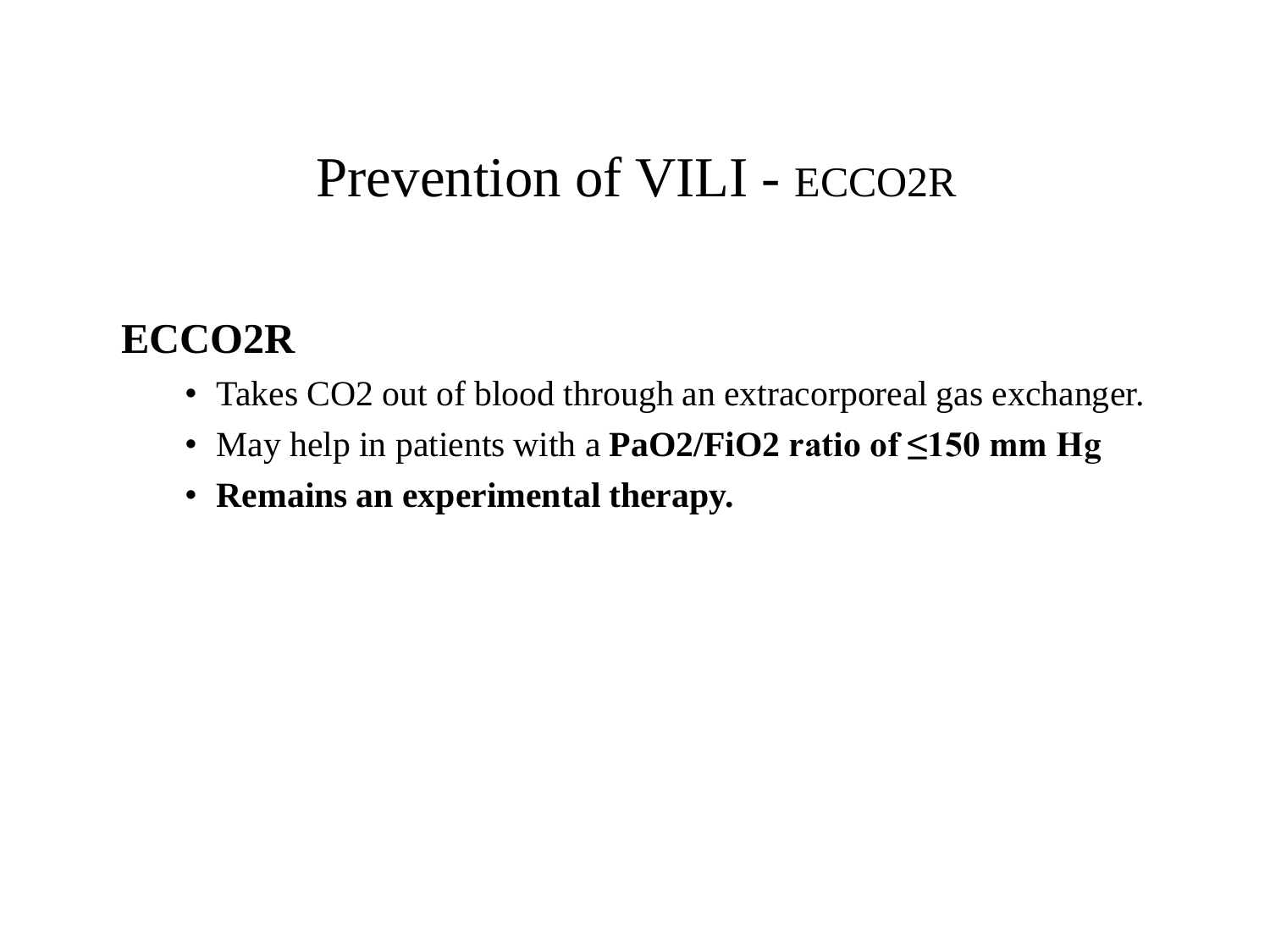# Prevention of VILI - ECCO2R

**ECCO2R**

- Takes $CO_2$ out of blood through an extracorporeal gas exchanger.
- May help in patients with a **$PaO_2/FiO_2$ ratio of ≤150 mm Hg**
- **Remains an experimental therapy.**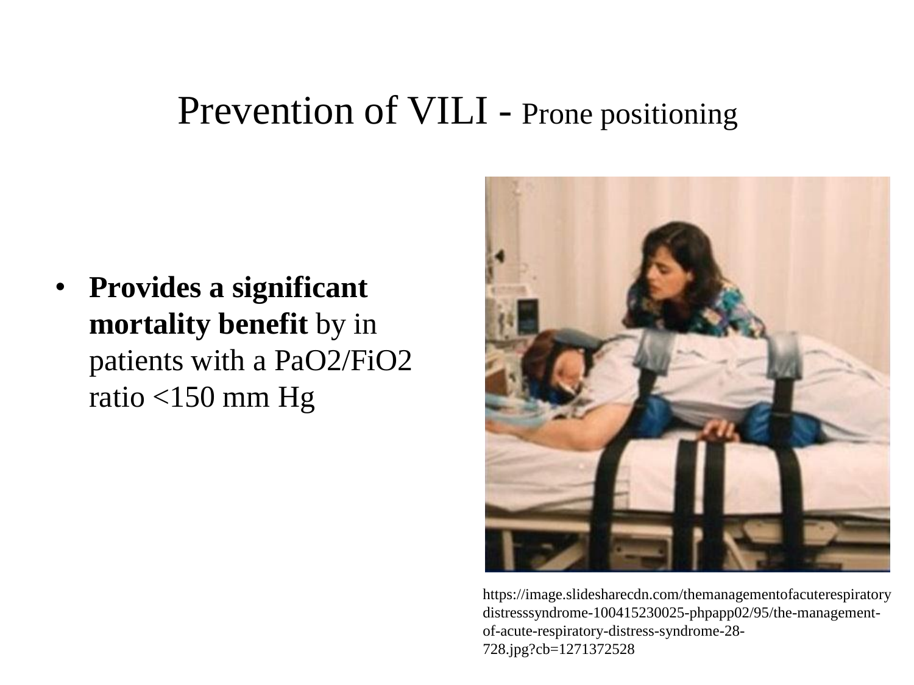# Prevention of VILI - Prone positioning

- **Provides a significant mortality benefit** by in patients with a $PaO_2/FiO_2$ ratio <150 mm Hg

https://image.slidesharecdn.com/themanagementofacuterespiratorydistresssyndrome-100415230025-phpapp02/95/the-management-of-acute-respiratory-distress-syndrome-28-728.jpg?cb=1271372528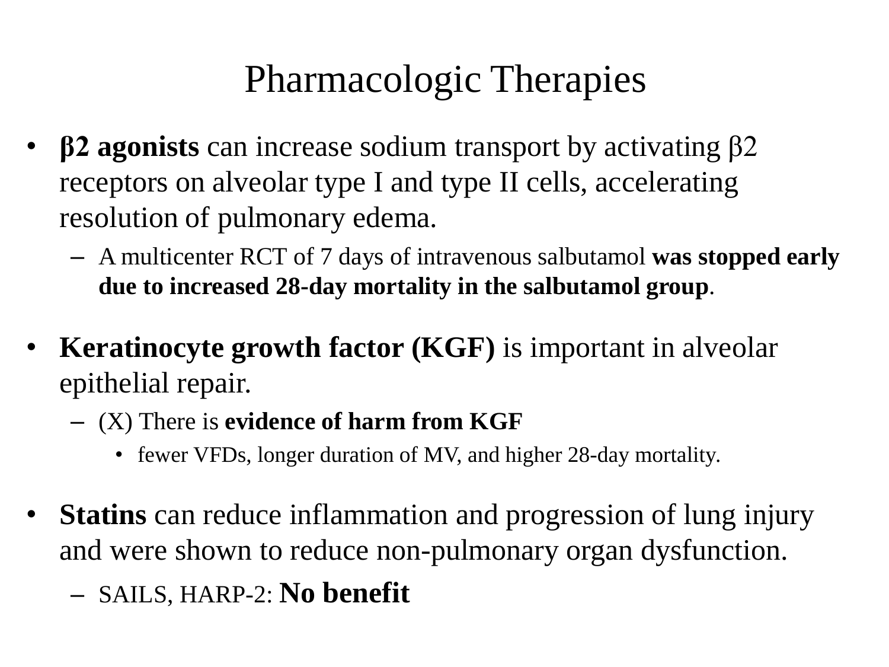# Pharmacologic Therapies

- **β2 agonists** can increase sodium transport by activating β2 receptors on alveolar type I and type II cells, accelerating resolution of pulmonary edema.
  - A multicenter RCT of 7 days of intravenous salbutamol **was stopped early due to increased 28-day mortality in the salbutamol group**.

- **Keratinocyte growth factor (KGF)** is important in alveolar epithelial repair.
  - (X) There is **evidence of harm from KGF**
    - fewer VFDs, longer duration of MV, and higher 28-day mortality.

- **Statins** can reduce inflammation and progression of lung injury and were shown to reduce non-pulmonary organ dysfunction.
  - SAILS, HARP-2: **No benefit**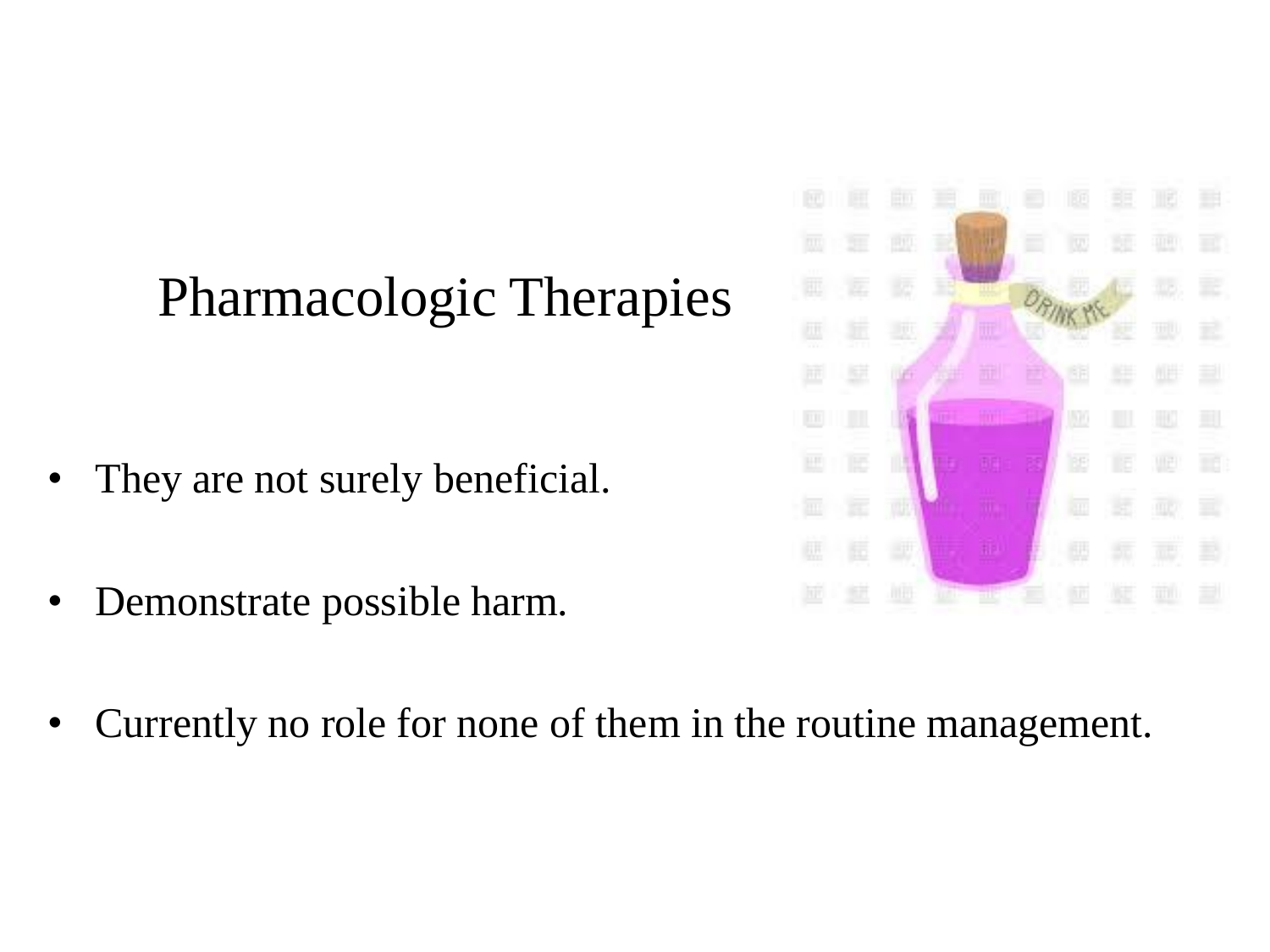# Pharmacologic Therapies

- They are not surely beneficial.
- Demonstrate possible harm.
- Currently no role for none of them in the routine management.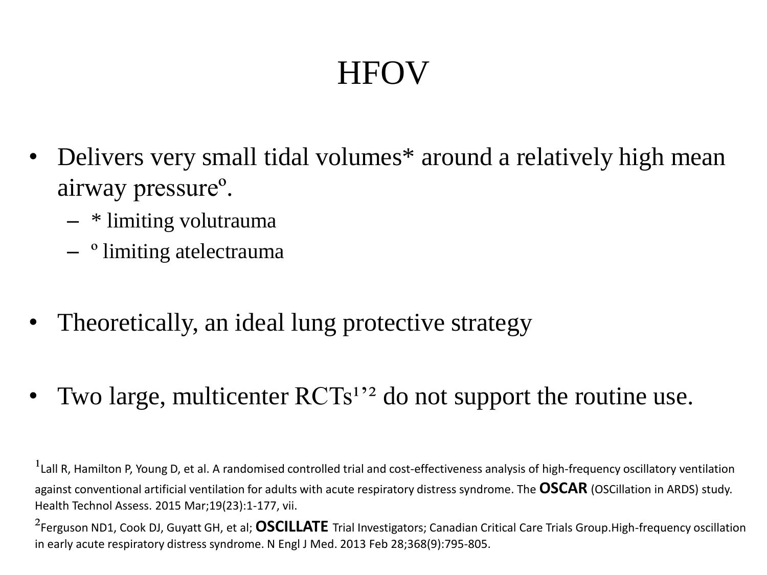# HFOV

- Delivers very small tidal volumes* around a relatively high mean airway pressureº.
  - * limiting volutrauma
  - º limiting atelectrauma

- Theoretically, an ideal lung protective strategy

- Two large, multicenter RCTs[1,2] do not support the routine use.

[1]Lall R, Hamilton P, Young D, et al. A randomised controlled trial and cost-effectiveness analysis of high-frequency oscillatory ventilation against conventional artificial ventilation for adults with acute respiratory distress syndrome. The **OSCAR** (OSCillation in ARDS) study. Health Technol Assess. 2015 Mar;19(23):1-177, vii.

[2]Ferguson ND1, Cook DJ, Guyatt GH, et al; **OSCILLATE** Trial Investigators; Canadian Critical Care Trials Group.High-frequency oscillation in early acute respiratory distress syndrome. N Engl J Med. 2013 Feb 28;368(9):795-805.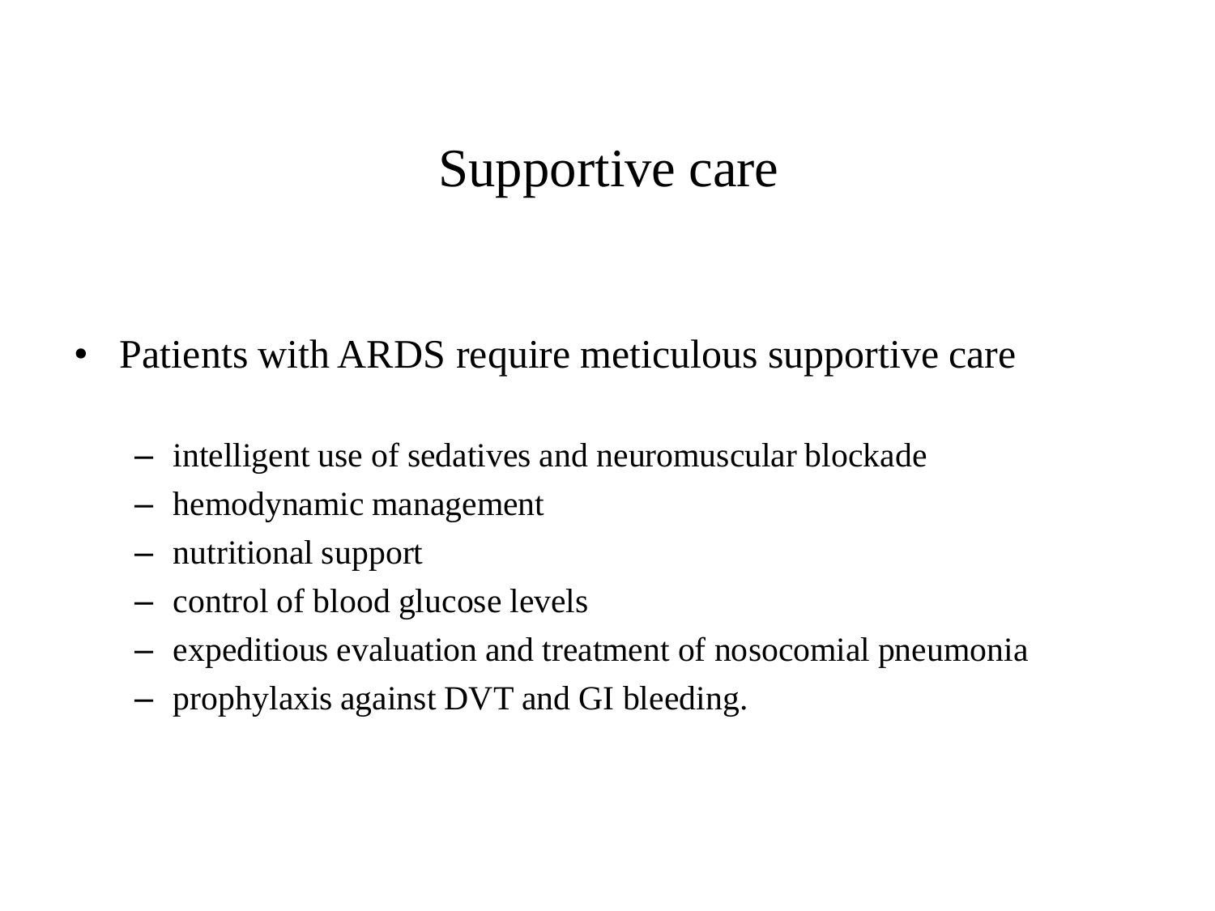# Supportive care

- Patients with ARDS require meticulous supportive care
  - intelligent use of sedatives and neuromuscular blockade
  - hemodynamic management
  - nutritional support
  - control of blood glucose levels
  - expeditious evaluation and treatment of nosocomial pneumonia
  - prophylaxis against DVT and GI bleeding.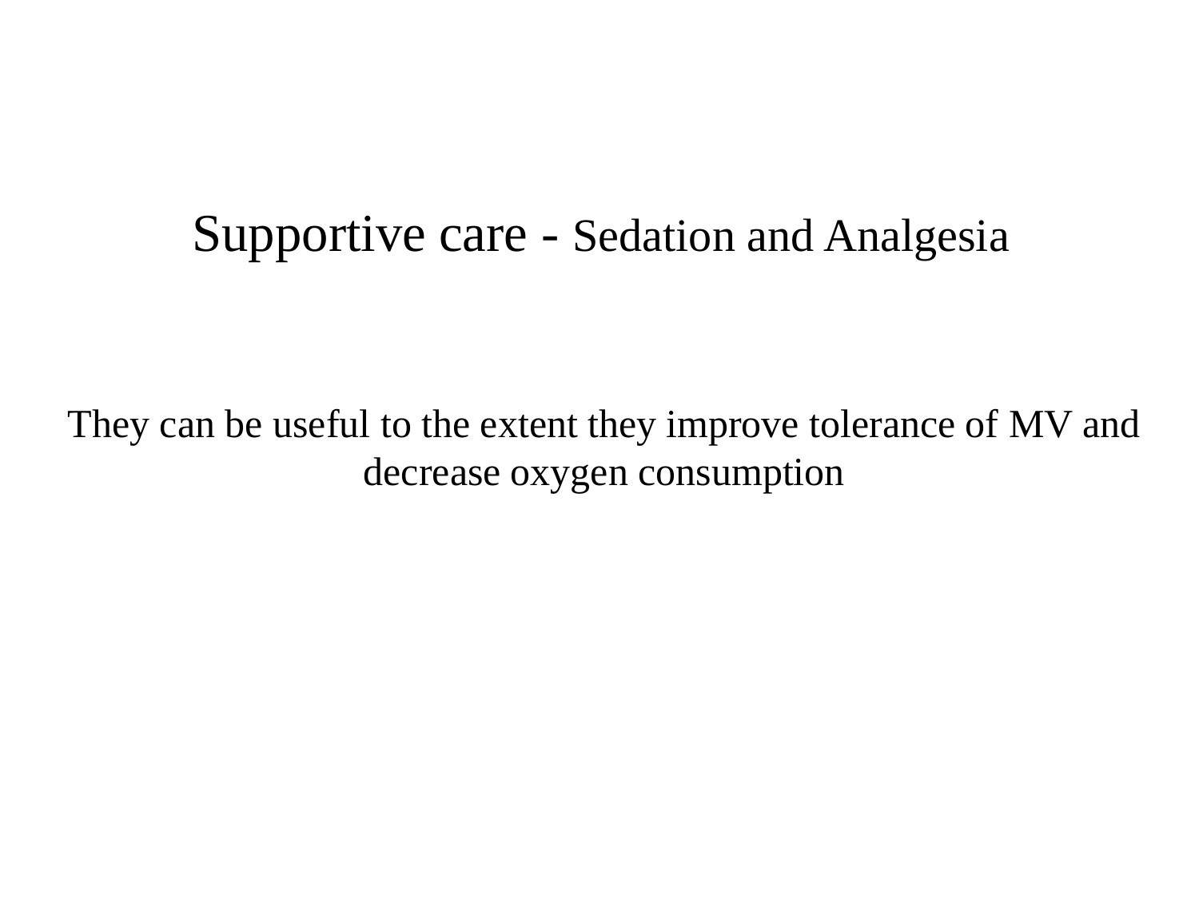# Supportive care - Sedation and Analgesia

They can be useful to the extent they improve tolerance of MV and decrease oxygen consumption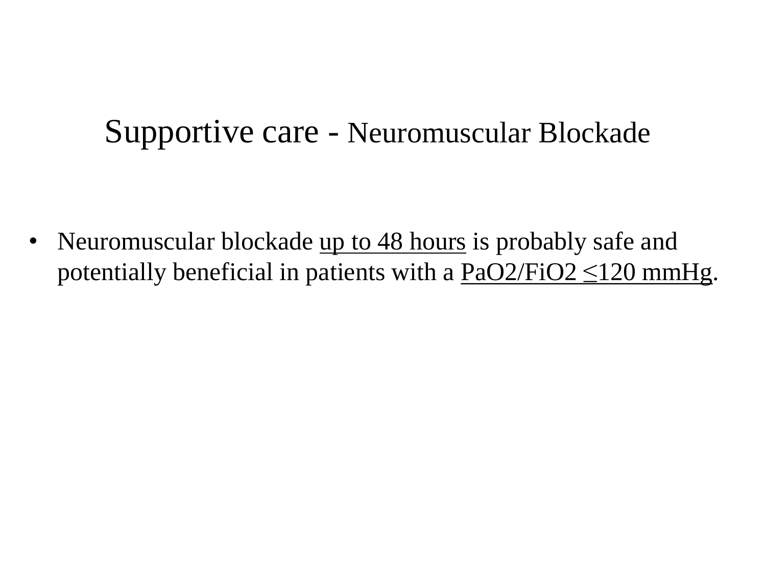# Supportive care - Neuromuscular Blockade

- Neuromuscular blockade <u>up to 48 hours</u> is probably safe and potentially beneficial in patients with a <u>PaO2/FiO2 ≤120 mmHg</u>.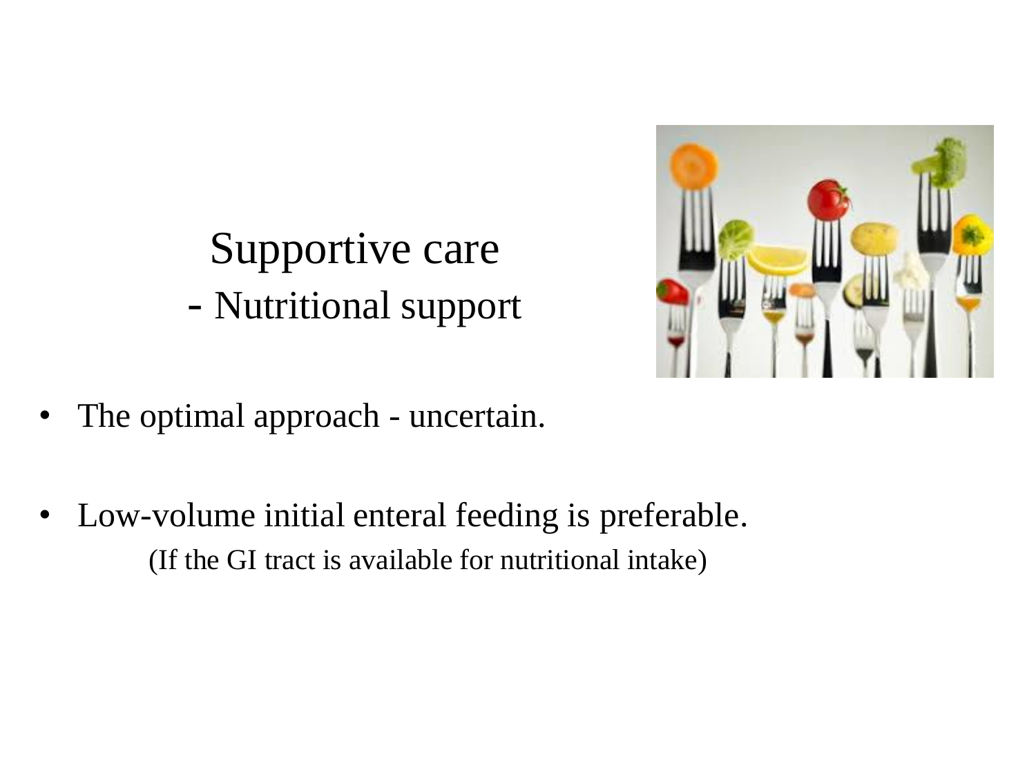# Supportive care
## - Nutritional support

- The optimal approach - uncertain.

- Low-volume initial enteral feeding is preferable.

  (If the GI tract is available for nutritional intake)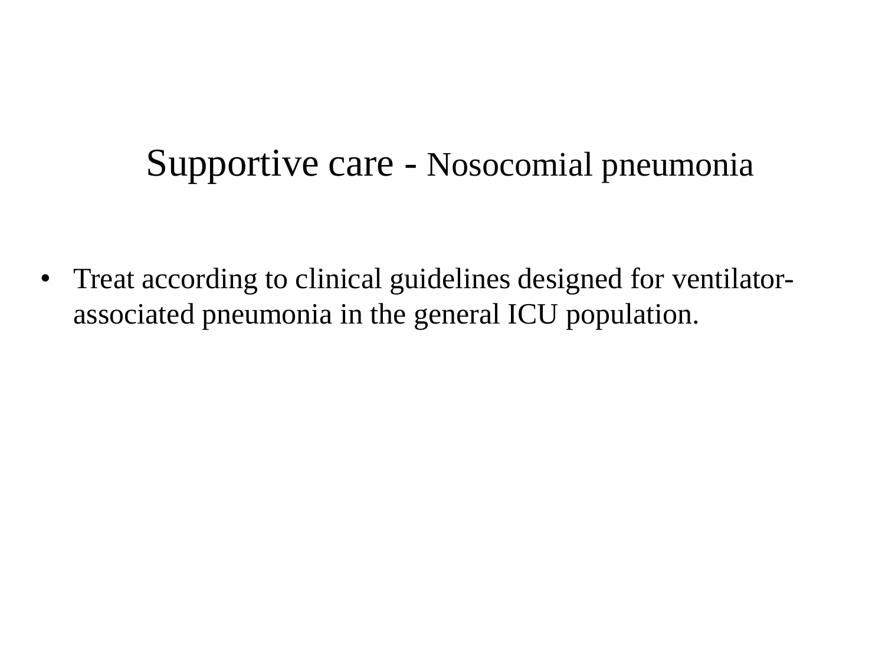# Supportive care - Nosocomial pneumonia

- Treat according to clinical guidelines designed for ventilator-associated pneumonia in the general ICU population.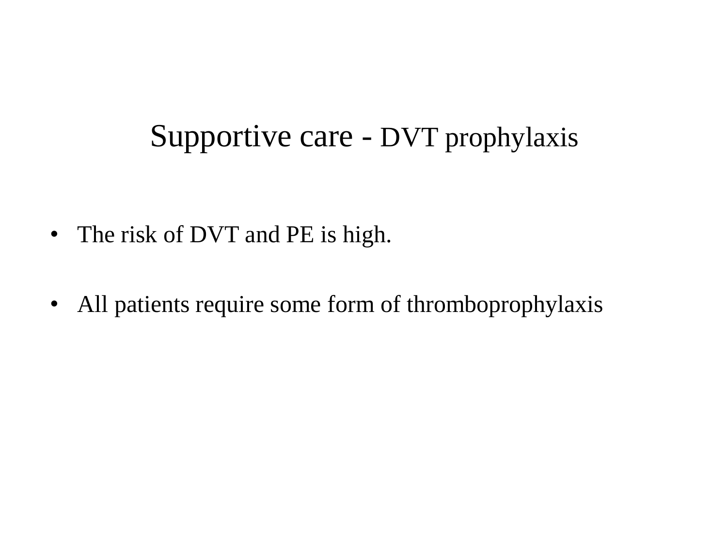# Supportive care - DVT prophylaxis

- The risk of DVT and PE is high.
- All patients require some form of thromboprophylaxis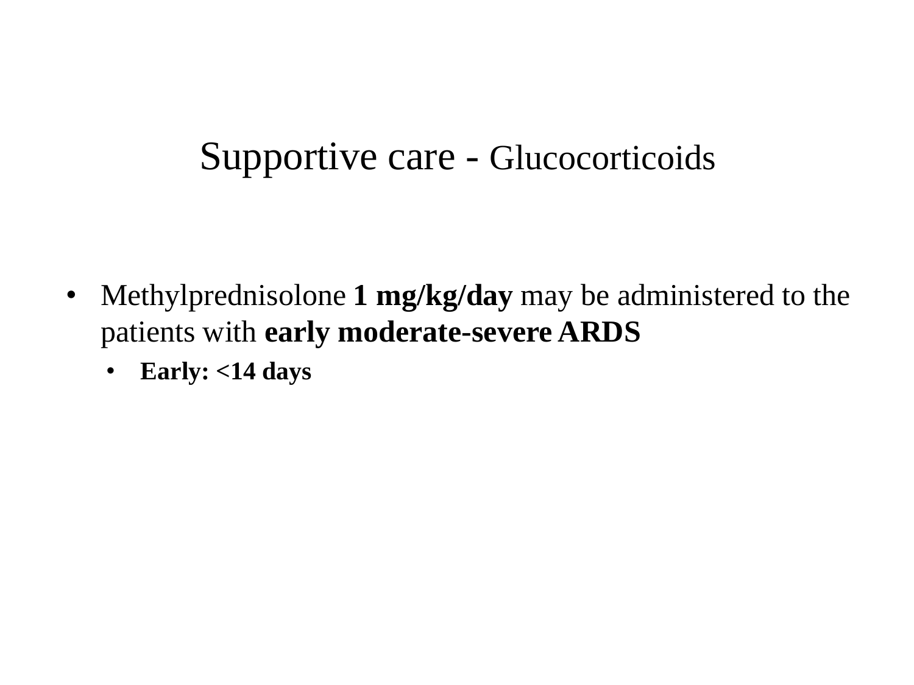# Supportive care - Glucocorticoids

- Methylprednisolone **1 mg/kg/day** may be administered to the patients with **early moderate-severe ARDS**
  - **Early: <14 days**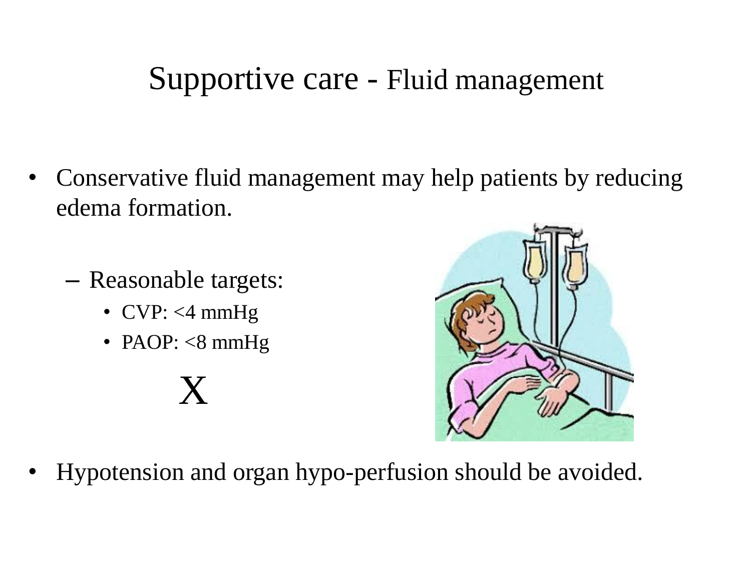# Supportive care - Fluid management

- Conservative fluid management may help patients by reducing edema formation.
  - Reasonable targets:
    - CVP: <4 mmHg
    - PAOP: <8 mmHg

X

- Hypotension and organ hypo-perfusion should be avoided.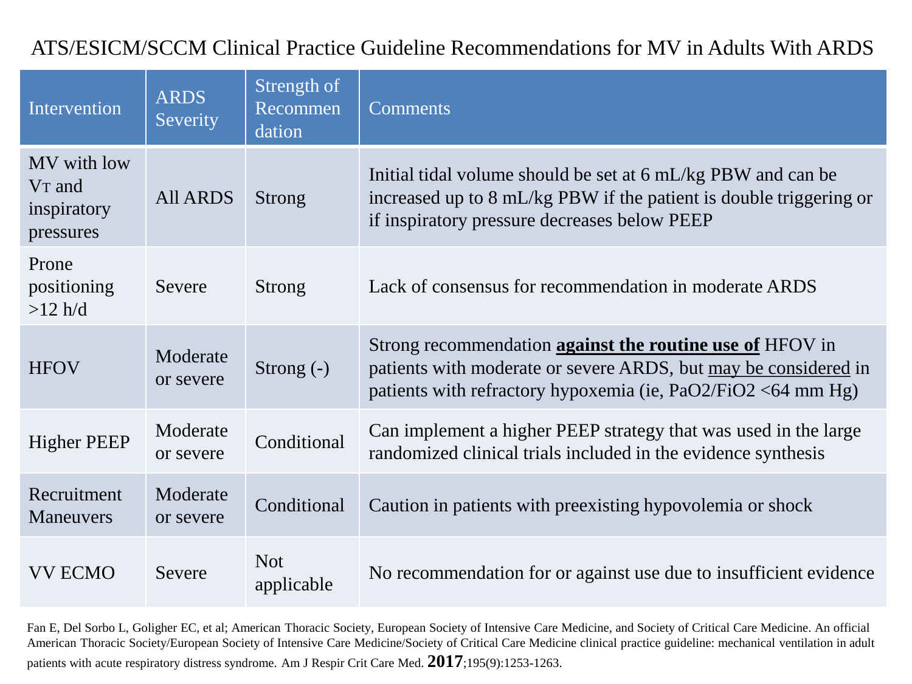# ATS/ESICM/SCCM Clinical Practice Guideline Recommendations for MV in Adults With ARDS

| Intervention | ARDS Severity | Strength of Recommendation | Comments |
|---|---|---|---|
| MV with low $V_T$ and inspiratory pressures | All ARDS | Strong | Initial tidal volume should be set at 6 mL/kg PBW and can be increased up to 8 mL/kg PBW if the patient is double triggering or if inspiratory pressure decreases below PEEP |
| Prone positioning >12 h/d | Severe | Strong | Lack of consensus for recommendation in moderate ARDS |
| HFOV | Moderate or severe | Strong (-) | Strong recommendation **against the routine use of** HFOV in patients with moderate or severe ARDS, but may be considered in patients with refractory hypoxemia (ie, $PaO_2/FiO_2$ <64 mm Hg) |
| Higher PEEP | Moderate or severe | Conditional | Can implement a higher PEEP strategy that was used in the large randomized clinical trials included in the evidence synthesis |
| Recruitment Maneuvers | Moderate or severe | Conditional | Caution in patients with preexisting hypovolemia or shock |
| VV ECMO | Severe | Not applicable | No recommendation for or against use due to insufficient evidence |

Fan E, Del Sorbo L, Goligher EC, et al; American Thoracic Society, European Society of Intensive Care Medicine, and Society of Critical Care Medicine. An official American Thoracic Society/European Society of Intensive Care Medicine/Society of Critical Care Medicine clinical practice guideline: mechanical ventilation in adult patients with acute respiratory distress syndrome. Am J Respir Crit Care Med. **2017**;195(9):1253-1263.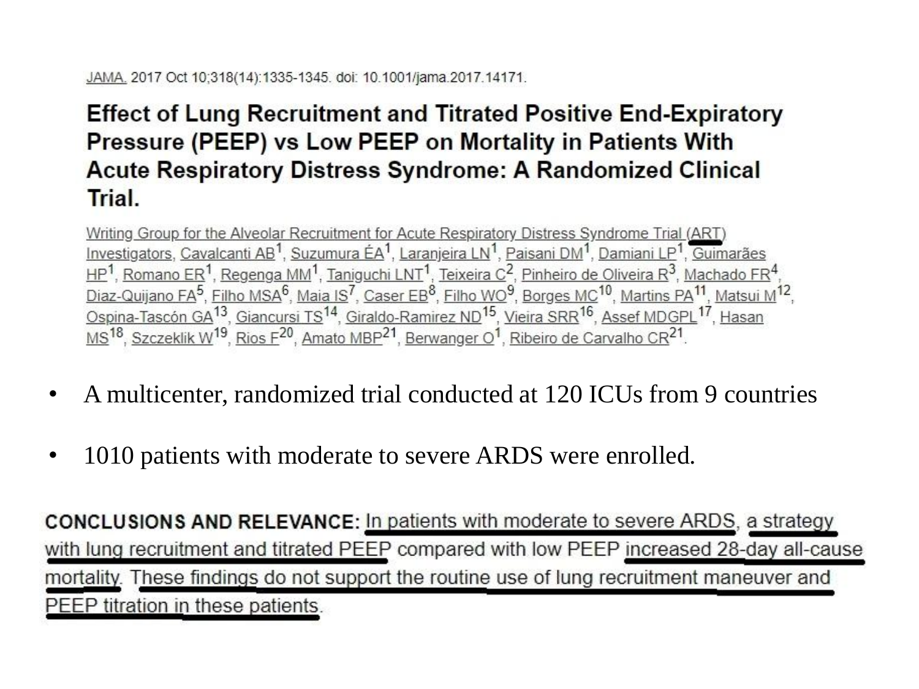JAMA. 2017 Oct 10;318(14):1335-1345. doi: 10.1001/jama.2017.14171.

## Effect of Lung Recruitment and Titrated Positive End-Expiratory Pressure (PEEP) vs Low PEEP on Mortality in Patients With Acute Respiratory Distress Syndrome: A Randomized Clinical Trial.

Writing Group for the Alveolar Recruitment for Acute Respiratory Distress Syndrome Trial (ART) Investigators, Cavalcanti AB[1], Suzumura ÉA[1], Laranjeira LN[1], Paisani DM[1], Damiani LP[1], Guimarães HP[1], Romano ER[1], Regenga MM[1], Taniguchi LNT[1], Teixeira C[2], Pinheiro de Oliveira R[3], Machado FR[4], Diaz-Quijano FA[5], Filho MSA[6], Maia IS[7], Caser EB[8], Filho WO[9], Borges MC[10], Martins PA[11], Matsui M[12], Ospina-Tascón GA[13], Giancursi TS[14], Giraldo-Ramirez ND[15], Vieira SRR[16], Assef MDGPL[17], Hasan MS[18], Szczeklik W[19], Rios F[20], Amato MBP[21], Berwanger O[1], Ribeiro de Carvalho CR[21].

- A multicenter, randomized trial conducted at 120 ICUs from 9 countries
- 1010 patients with moderate to severe ARDS were enrolled.

**CONCLUSIONS AND RELEVANCE:** In patients with moderate to severe ARDS, a strategy with lung recruitment and titrated PEEP compared with low PEEP increased 28-day all-cause mortality. These findings do not support the routine use of lung recruitment maneuver and PEEP titration in these patients.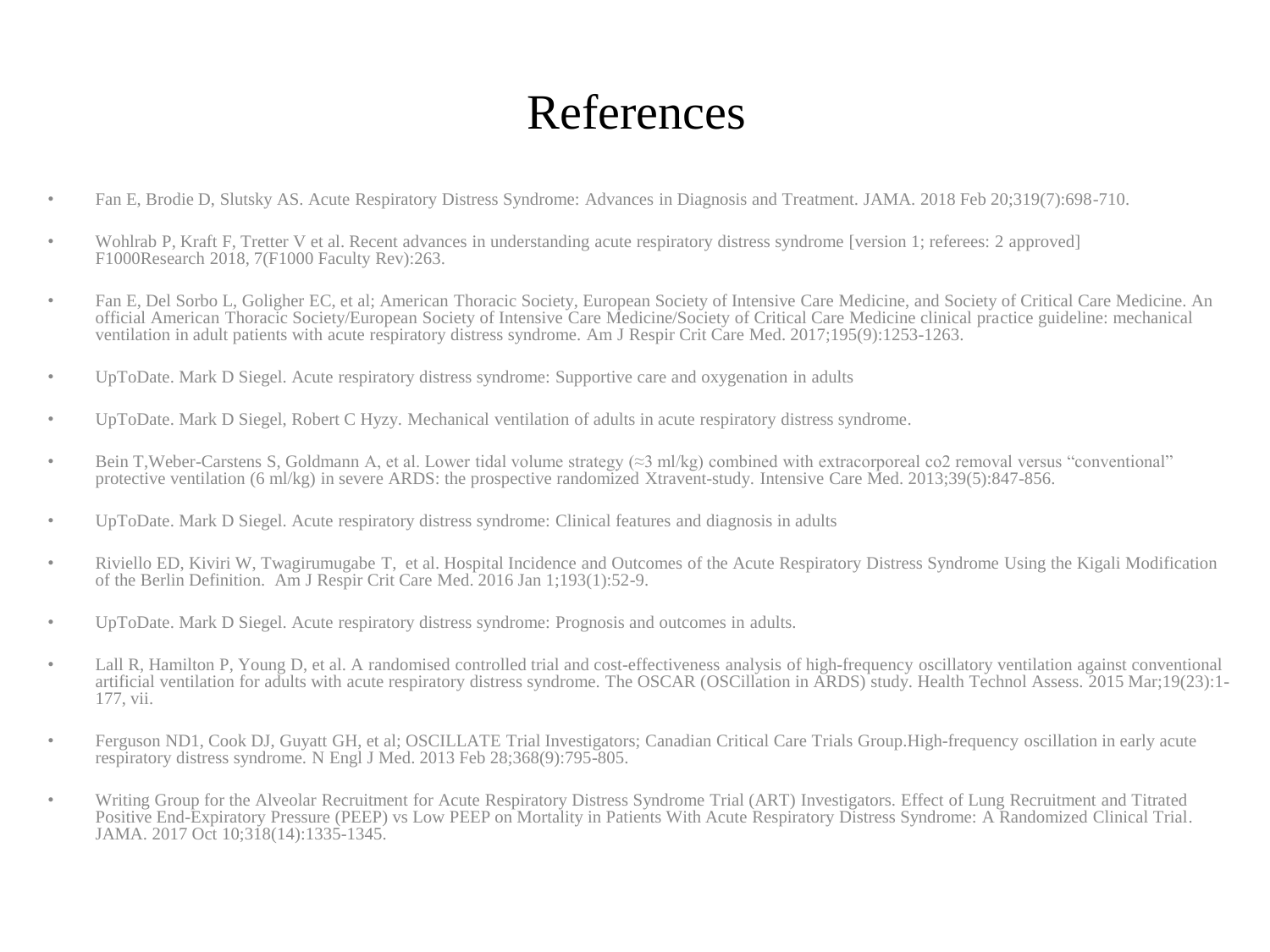# References

- Fan E, Brodie D, Slutsky AS. Acute Respiratory Distress Syndrome: Advances in Diagnosis and Treatment. JAMA. 2018 Feb 20;319(7):698-710.
- Wohlrab P, Kraft F, Tretter V et al. Recent advances in understanding acute respiratory distress syndrome [version 1; referees: 2 approved] F1000Research 2018, 7(F1000 Faculty Rev):263.
- Fan E, Del Sorbo L, Goligher EC, et al; American Thoracic Society, European Society of Intensive Care Medicine, and Society of Critical Care Medicine. An official American Thoracic Society/European Society of Intensive Care Medicine/Society of Critical Care Medicine clinical practice guideline: mechanical ventilation in adult patients with acute respiratory distress syndrome. Am J Respir Crit Care Med. 2017;195(9):1253-1263.
- UpToDate. Mark D Siegel. Acute respiratory distress syndrome: Supportive care and oxygenation in adults
- UpToDate. Mark D Siegel, Robert C Hyzy. Mechanical ventilation of adults in acute respiratory distress syndrome.
- Bein T,Weber-Carstens S, Goldmann A, et al. Lower tidal volume strategy (≈3 ml/kg) combined with extracorporeal co2 removal versus "conventional" protective ventilation (6 ml/kg) in severe ARDS: the prospective randomized Xtravent-study. Intensive Care Med. 2013;39(5):847-856.
- UpToDate. Mark D Siegel. Acute respiratory distress syndrome: Clinical features and diagnosis in adults
- Riviello ED, Kiviri W, Twagirumugabe T, et al. Hospital Incidence and Outcomes of the Acute Respiratory Distress Syndrome Using the Kigali Modification of the Berlin Definition. Am J Respir Crit Care Med. 2016 Jan 1;193(1):52-9.
- UpToDate. Mark D Siegel. Acute respiratory distress syndrome: Prognosis and outcomes in adults.
- Lall R, Hamilton P, Young D, et al. A randomised controlled trial and cost-effectiveness analysis of high-frequency oscillatory ventilation against conventional artificial ventilation for adults with acute respiratory distress syndrome. The OSCAR (OSCillation in ARDS) study. Health Technol Assess. 2015 Mar;19(23):1-177, vii.
- Ferguson ND1, Cook DJ, Guyatt GH, et al; OSCILLATE Trial Investigators; Canadian Critical Care Trials Group.High-frequency oscillation in early acute respiratory distress syndrome. N Engl J Med. 2013 Feb 28;368(9):795-805.
- Writing Group for the Alveolar Recruitment for Acute Respiratory Distress Syndrome Trial (ART) Investigators. Effect of Lung Recruitment and Titrated Positive End-Expiratory Pressure (PEEP) vs Low PEEP on Mortality in Patients With Acute Respiratory Distress Syndrome: A Randomized Clinical Trial. JAMA. 2017 Oct 10;318(14):1335-1345.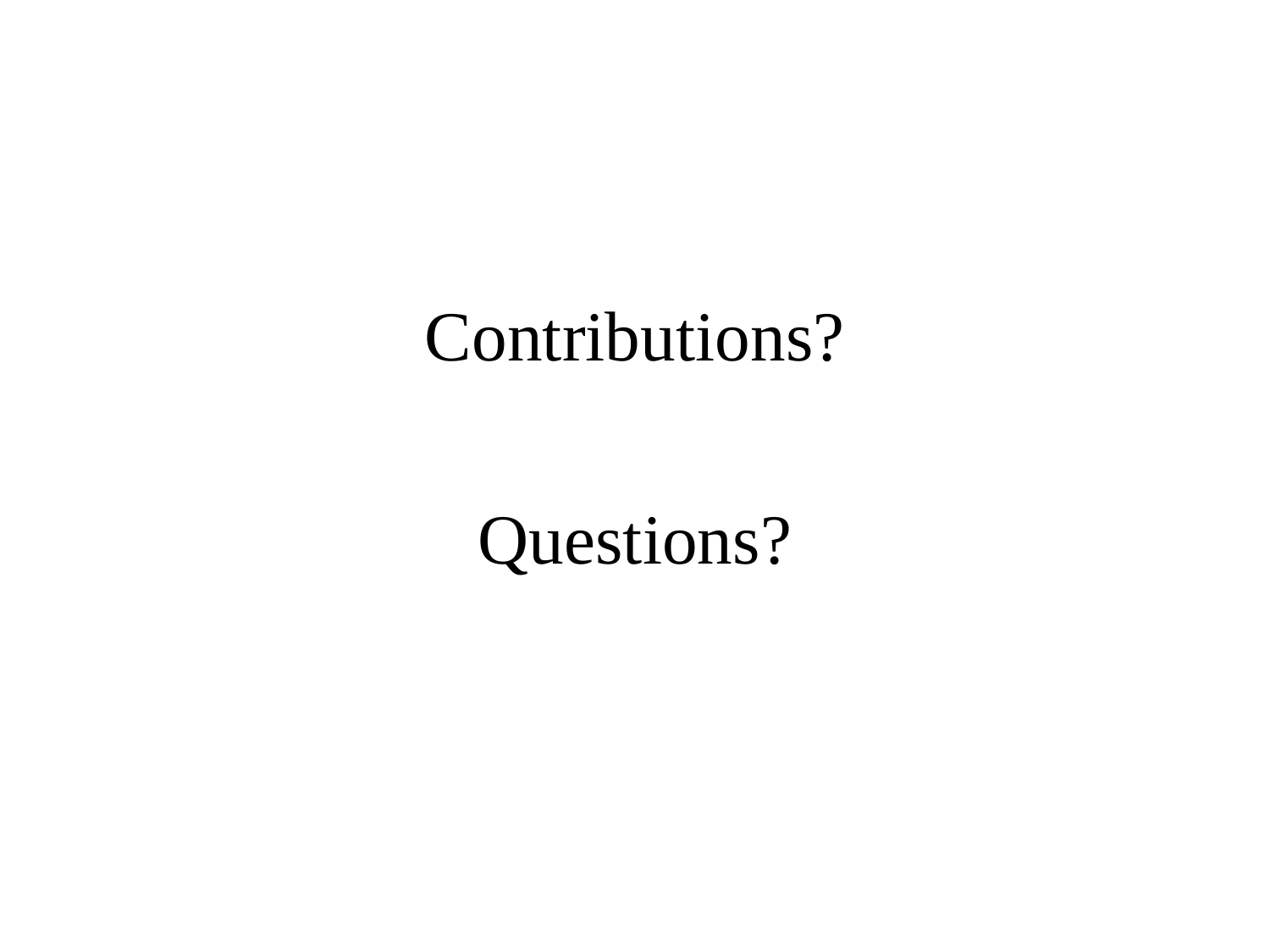Contributions?

Questions?